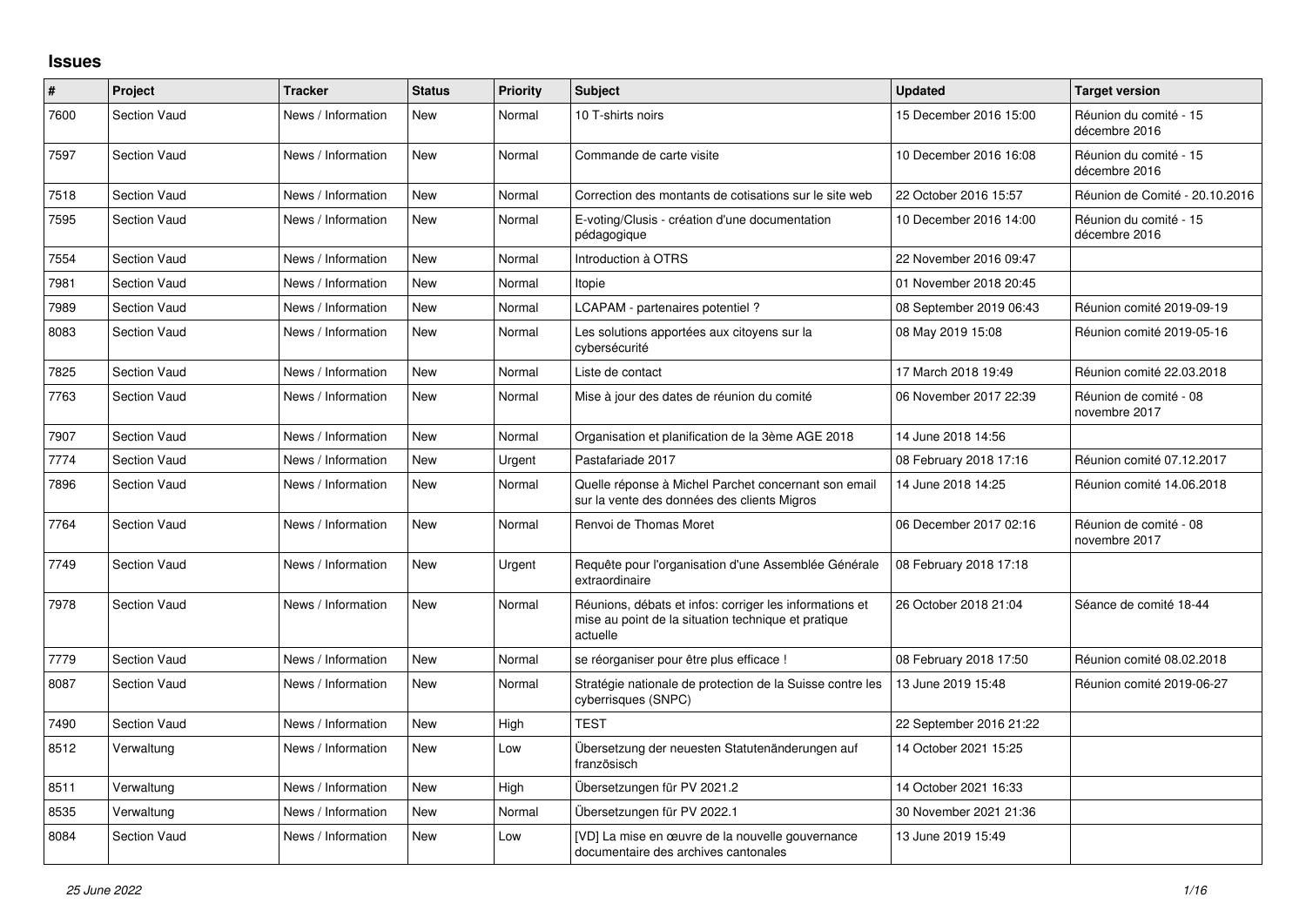## Issues

| # | Project | Tracker | Status | Priority | Subject | Updated | Target version |
|---|---|---|---|---|---|---|---|
| 7600 | Section Vaud | News / Information | New | Normal | 10 T-shirts noirs | 15 December 2016 15:00 | Réunion du comité - 15 décembre 2016 |
| 7597 | Section Vaud | News / Information | New | Normal | Commande de carte visite | 10 December 2016 16:08 | Réunion du comité - 15 décembre 2016 |
| 7518 | Section Vaud | News / Information | New | Normal | Correction des montants de cotisations sur le site web | 22 October 2016 15:57 | Réunion de Comité - 20.10.2016 |
| 7595 | Section Vaud | News / Information | New | Normal | E-voting/Clusis - création d'une documentation pédagogique | 10 December 2016 14:00 | Réunion du comité - 15 décembre 2016 |
| 7554 | Section Vaud | News / Information | New | Normal | Introduction à OTRS | 22 November 2016 09:47 | |
| 7981 | Section Vaud | News / Information | New | Normal | Itopie | 01 November 2018 20:45 | |
| 7989 | Section Vaud | News / Information | New | Normal | LCAPAM - partenaires potentiel ? | 08 September 2019 06:43 | Réunion comité 2019-09-19 |
| 8083 | Section Vaud | News / Information | New | Normal | Les solutions apportées aux citoyens sur la cybersécurité | 08 May 2019 15:08 | Réunion comité 2019-05-16 |
| 7825 | Section Vaud | News / Information | New | Normal | Liste de contact | 17 March 2018 19:49 | Réunion comité 22.03.2018 |
| 7763 | Section Vaud | News / Information | New | Normal | Mise à jour des dates de réunion du comité | 06 November 2017 22:39 | Réunion de comité - 08 novembre 2017 |
| 7907 | Section Vaud | News / Information | New | Normal | Organisation et planification de la 3ème AGE 2018 | 14 June 2018 14:56 | |
| 7774 | Section Vaud | News / Information | New | Urgent | Pastafariade 2017 | 08 February 2018 17:16 | Réunion comité 07.12.2017 |
| 7896 | Section Vaud | News / Information | New | Normal | Quelle réponse à Michel Parchet concernant son email sur la vente des données des clients Migros | 14 June 2018 14:25 | Réunion comité 14.06.2018 |
| 7764 | Section Vaud | News / Information | New | Normal | Renvoi de Thomas Moret | 06 December 2017 02:16 | Réunion de comité - 08 novembre 2017 |
| 7749 | Section Vaud | News / Information | New | Urgent | Requête pour l'organisation d'une Assemblée Générale extraordinaire | 08 February 2018 17:18 | |
| 7978 | Section Vaud | News / Information | New | Normal | Réunions, débats et infos: corriger les informations et mise au point de la situation technique et pratique actuelle | 26 October 2018 21:04 | Séance de comité 18-44 |
| 7779 | Section Vaud | News / Information | New | Normal | se réorganiser pour être plus efficace ! | 08 February 2018 17:50 | Réunion comité 08.02.2018 |
| 8087 | Section Vaud | News / Information | New | Normal | Stratégie nationale de protection de la Suisse contre les cyberrisques (SNPC) | 13 June 2019 15:48 | Réunion comité 2019-06-27 |
| 7490 | Section Vaud | News / Information | New | High | TEST | 22 September 2016 21:22 | |
| 8512 | Verwaltung | News / Information | New | Low | Übersetzung der neuesten Statutenänderungen auf französisch | 14 October 2021 15:25 | |
| 8511 | Verwaltung | News / Information | New | High | Übersetzungen für PV 2021.2 | 14 October 2021 16:33 | |
| 8535 | Verwaltung | News / Information | New | Normal | Übersetzungen für PV 2022.1 | 30 November 2021 21:36 | |
| 8084 | Section Vaud | News / Information | New | Low | [VD] La mise en œuvre de la nouvelle gouvernance documentaire des archives cantonales | 13 June 2019 15:49 | |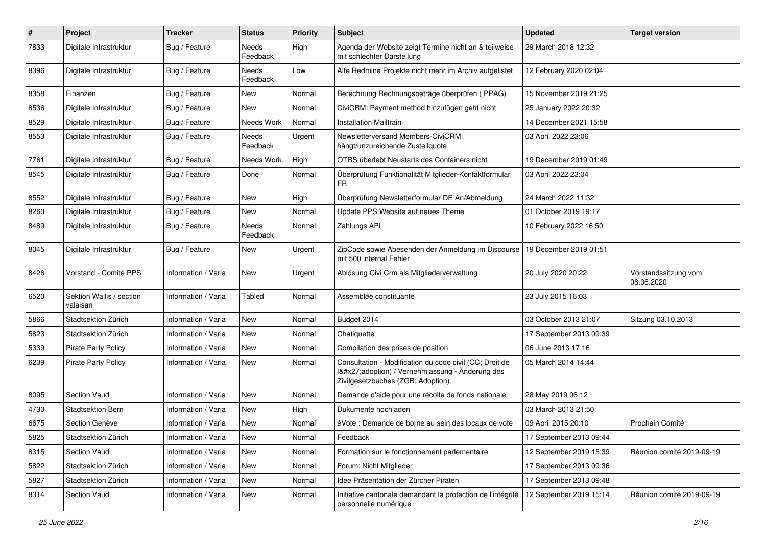| # | Project | Tracker | Status | Priority | Subject | Updated | Target version |
|---|---|---|---|---|---|---|---|
| 7833 | Digitale Infrastruktur | Bug / Feature | Needs Feedback | High | Agenda der Website zeigt Termine nicht an & teilweise mit schlechter Darstellung | 29 March 2018 12:32 | |
| 8396 | Digitale Infrastruktur | Bug / Feature | Needs Feedback | Low | Alte Redmine Projekte nicht mehr im Archiv aufgelistet | 12 February 2020 02:04 | |
| 8358 | Finanzen | Bug / Feature | New | Normal | Berechnung Rechnungsbeträge überprüfen ( PPAG) | 15 November 2019 21:25 | |
| 8536 | Digitale Infrastruktur | Bug / Feature | New | Normal | CiviCRM: Payment method hinzufügen geht nicht | 25 January 2022 20:32 | |
| 8529 | Digitale Infrastruktur | Bug / Feature | Needs Work | Normal | Installation Mailtrain | 14 December 2021 15:58 | |
| 8553 | Digitale Infrastruktur | Bug / Feature | Needs Feedback | Urgent | Newsletterversand Members-CiviCRM hängt/unzureichende Zustellquote | 03 April 2022 23:06 | |
| 7761 | Digitale Infrastruktur | Bug / Feature | Needs Work | High | OTRS überlebt Neustarts des Containers nicht | 19 December 2019 01:49 | |
| 8545 | Digitale Infrastruktur | Bug / Feature | Done | Normal | Überprüfung Funktionalität Mitglieder-Kontaktformular FR | 03 April 2022 23:04 | |
| 8552 | Digitale Infrastruktur | Bug / Feature | New | High | Überprüfung Newsletterformular DE An/Abmeldung | 24 March 2022 11:32 | |
| 8260 | Digitale Infrastruktur | Bug / Feature | New | Normal | Update PPS Website auf neues Theme | 01 October 2019 19:17 | |
| 8489 | Digitale Infrastruktur | Bug / Feature | Needs Feedback | Normal | Zahlungs API | 10 February 2022 16:50 | |
| 8045 | Digitale Infrastruktur | Bug / Feature | New | Urgent | ZipCode sowie Abesenden der Anmeldung im Discourse mit 500 internal Fehler | 19 December 2019 01:51 | |
| 8426 | Vorstand - Comité PPS | Information / Varia | New | Urgent | Ablösung Civi Crm als Mitgliederverwaltung | 20 July 2020 20:22 | Vorstandssitzung vom 08.06.2020 |
| 6520 | Sektion Wallis / section valaisan | Information / Varia | Tabled | Normal | Assemblée constituante | 23 July 2015 16:03 | |
| 5866 | Stadtsektion Zürich | Information / Varia | New | Normal | Budget 2014 | 03 October 2013 21:07 | Sitzung 03.10.2013 |
| 5823 | Stadtsektion Zürich | Information / Varia | New | Normal | Chatiquette | 17 September 2013 09:39 | |
| 5339 | Pirate Party Policy | Information / Varia | New | Normal | Compilation des prises de position | 06 June 2013 17:16 | |
| 6239 | Pirate Party Policy | Information / Varia | New | Normal | Consultation - Modification du code civil (CC; Droit de l&#x27;adoption) / Vernehmlassung - Änderung des Zivilgesetzbuches (ZGB; Adoption) | 05 March 2014 14:44 | |
| 8095 | Section Vaud | Information / Varia | New | Normal | Demande d'aide pour une récolte de fonds nationale | 28 May 2019 06:12 | |
| 4730 | Stadtsektion Bern | Information / Varia | New | High | Dukumente hochladen | 03 March 2013 21:50 | |
| 6675 | Section Genève | Information / Varia | New | Normal | éVote : Demande de borne au sein des locaux de vote | 09 April 2015 20:10 | Prochain Comité |
| 5825 | Stadtsektion Zürich | Information / Varia | New | Normal | Feedback | 17 September 2013 09:44 | |
| 8315 | Section Vaud | Information / Varia | New | Normal | Formation sur le fonctionnement parlementaire | 12 September 2019 15:39 | Réunion comité 2019-09-19 |
| 5822 | Stadtsektion Zürich | Information / Varia | New | Normal | Forum: Nicht Mitglieder | 17 September 2013 09:36 | |
| 5827 | Stadtsektion Zürich | Information / Varia | New | Normal | Idee Präsentation der Zürcher Piraten | 17 September 2013 09:48 | |
| 8314 | Section Vaud | Information / Varia | New | Normal | Initiative cantonale demandant la protection de l'intégrité personnelle numérique | 12 September 2019 15:14 | Réunion comité 2019-09-19 |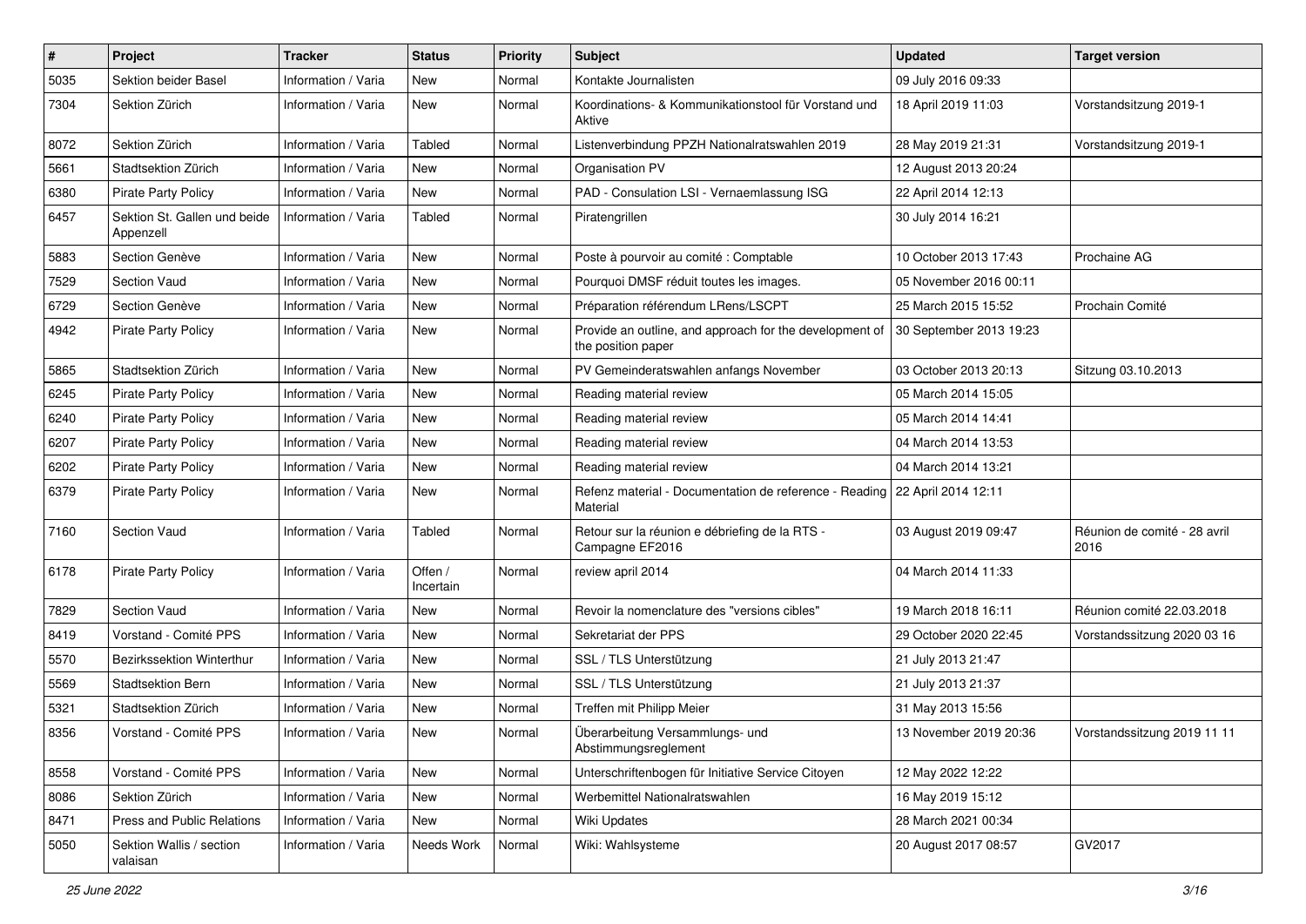| # | Project | Tracker | Status | Priority | Subject | Updated | Target version |
|---|---|---|---|---|---|---|---|
| 5035 | Sektion beider Basel | Information / Varia | New | Normal | Kontakte Journalisten | 09 July 2016 09:33 | |
| 7304 | Sektion Zürich | Information / Varia | New | Normal | Koordinations- & Kommunikationstool für Vorstand und Aktive | 18 April 2019 11:03 | Vorstandsitzung 2019-1 |
| 8072 | Sektion Zürich | Information / Varia | Tabled | Normal | Listenverbindung PPZH Nationalratswahlen 2019 | 28 May 2019 21:31 | Vorstandsitzung 2019-1 |
| 5661 | Stadtsektion Zürich | Information / Varia | New | Normal | Organisation PV | 12 August 2013 20:24 | |
| 6380 | Pirate Party Policy | Information / Varia | New | Normal | PAD - Consulation LSI - Vernaemlassung ISG | 22 April 2014 12:13 | |
| 6457 | Sektion St. Gallen und beide Appenzell | Information / Varia | Tabled | Normal | Piratengrillen | 30 July 2014 16:21 | |
| 5883 | Section Genève | Information / Varia | New | Normal | Poste à pourvoir au comité : Comptable | 10 October 2013 17:43 | Prochaine AG |
| 7529 | Section Vaud | Information / Varia | New | Normal | Pourquoi DMSF réduit toutes les images. | 05 November 2016 00:11 | |
| 6729 | Section Genève | Information / Varia | New | Normal | Préparation référendum LRens/LSCPT | 25 March 2015 15:52 | Prochain Comité |
| 4942 | Pirate Party Policy | Information / Varia | New | Normal | Provide an outline, and approach for the development of the position paper | 30 September 2013 19:23 | |
| 5865 | Stadtsektion Zürich | Information / Varia | New | Normal | PV Gemeinderatswahlen anfangs November | 03 October 2013 20:13 | Sitzung 03.10.2013 |
| 6245 | Pirate Party Policy | Information / Varia | New | Normal | Reading material review | 05 March 2014 15:05 | |
| 6240 | Pirate Party Policy | Information / Varia | New | Normal | Reading material review | 05 March 2014 14:41 | |
| 6207 | Pirate Party Policy | Information / Varia | New | Normal | Reading material review | 04 March 2014 13:53 | |
| 6202 | Pirate Party Policy | Information / Varia | New | Normal | Reading material review | 04 March 2014 13:21 | |
| 6379 | Pirate Party Policy | Information / Varia | New | Normal | Refenz material - Documentation de reference - Reading Material | 22 April 2014 12:11 | |
| 7160 | Section Vaud | Information / Varia | Tabled | Normal | Retour sur la réunion e débriefing de la RTS - Campagne EF2016 | 03 August 2019 09:47 | Réunion de comité - 28 avril 2016 |
| 6178 | Pirate Party Policy | Information / Varia | Offen / Incertain | Normal | review april 2014 | 04 March 2014 11:33 | |
| 7829 | Section Vaud | Information / Varia | New | Normal | Revoir la nomenclature des "versions cibles" | 19 March 2018 16:11 | Réunion comité 22.03.2018 |
| 8419 | Vorstand - Comité PPS | Information / Varia | New | Normal | Sekretariat der PPS | 29 October 2020 22:45 | Vorstandssitzung 2020 03 16 |
| 5570 | Bezirkssektion Winterthur | Information / Varia | New | Normal | SSL / TLS Unterstützung | 21 July 2013 21:47 | |
| 5569 | Stadtsektion Bern | Information / Varia | New | Normal | SSL / TLS Unterstützung | 21 July 2013 21:37 | |
| 5321 | Stadtsektion Zürich | Information / Varia | New | Normal | Treffen mit Philipp Meier | 31 May 2013 15:56 | |
| 8356 | Vorstand - Comité PPS | Information / Varia | New | Normal | Überarbeitung Versammlungs- und Abstimmungsreglement | 13 November 2019 20:36 | Vorstandssitzung 2019 11 11 |
| 8558 | Vorstand - Comité PPS | Information / Varia | New | Normal | Unterschriftenbogen für Initiative Service Citoyen | 12 May 2022 12:22 | |
| 8086 | Sektion Zürich | Information / Varia | New | Normal | Werbemittel Nationalratswahlen | 16 May 2019 15:12 | |
| 8471 | Press and Public Relations | Information / Varia | New | Normal | Wiki Updates | 28 March 2021 00:34 | |
| 5050 | Sektion Wallis / section valaisan | Information / Varia | Needs Work | Normal | Wiki: Wahlsysteme | 20 August 2017 08:57 | GV2017 |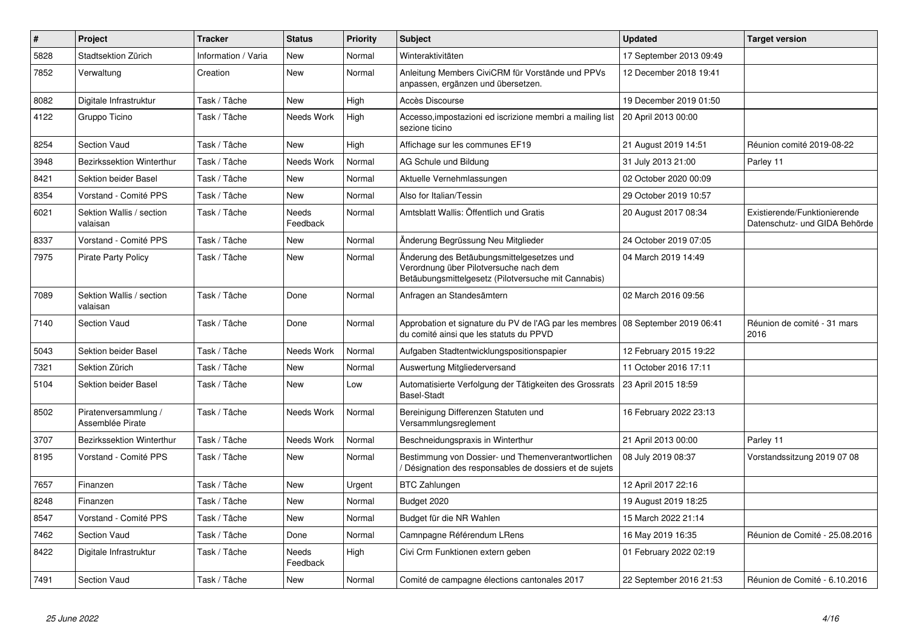| # | Project | Tracker | Status | Priority | Subject | Updated | Target version |
|---|---|---|---|---|---|---|---|
| 5828 | Stadtsektion Zürich | Information / Varia | New | Normal | Winteraktivitäten | 17 September 2013 09:49 | |
| 7852 | Verwaltung | Creation | New | Normal | Anleitung Members CiviCRM für Vorstände und PPVs anpassen, ergänzen und übersetzen. | 12 December 2018 19:41 | |
| 8082 | Digitale Infrastruktur | Task / Tâche | New | High | Accès Discourse | 19 December 2019 01:50 | |
| 4122 | Gruppo Ticino | Task / Tâche | Needs Work | High | Accesso,impostazioni ed iscrizione membri a mailing list sezione ticino | 20 April 2013 00:00 | |
| 8254 | Section Vaud | Task / Tâche | New | High | Affichage sur les communes EF19 | 21 August 2019 14:51 | Réunion comité 2019-08-22 |
| 3948 | Bezirkssektion Winterthur | Task / Tâche | Needs Work | Normal | AG Schule und Bildung | 31 July 2013 21:00 | Parley 11 |
| 8421 | Sektion beider Basel | Task / Tâche | New | Normal | Aktuelle Vernehmlassungen | 02 October 2020 00:09 | |
| 8354 | Vorstand - Comité PPS | Task / Tâche | New | Normal | Also for Italian/Tessin | 29 October 2019 10:57 | |
| 6021 | Sektion Wallis / section valaisan | Task / Tâche | Needs Feedback | Normal | Amtsblatt Wallis: Öffentlich und Gratis | 20 August 2017 08:34 | Existierende/Funktionierende Datenschutz- und GIDA Behörde |
| 8337 | Vorstand - Comité PPS | Task / Tâche | New | Normal | Änderung Begrüssung Neu Mitglieder | 24 October 2019 07:05 | |
| 7975 | Pirate Party Policy | Task / Tâche | New | Normal | Änderung des Betäubungsmittelgesetzes und Verordnung über Pilotversuche nach dem Betäubungsmittelgesetz (Pilotversuche mit Cannabis) | 04 March 2019 14:49 | |
| 7089 | Sektion Wallis / section valaisan | Task / Tâche | Done | Normal | Anfragen an Standesämtern | 02 March 2016 09:56 | |
| 7140 | Section Vaud | Task / Tâche | Done | Normal | Approbation et signature du PV de l'AG par les membres du comité ainsi que les statuts du PPVD | 08 September 2019 06:41 | Réunion de comité - 31 mars 2016 |
| 5043 | Sektion beider Basel | Task / Tâche | Needs Work | Normal | Aufgaben Stadtentwicklungspositionspapier | 12 February 2015 19:22 | |
| 7321 | Sektion Zürich | Task / Tâche | New | Normal | Auswertung Mitgliederversand | 11 October 2016 17:11 | |
| 5104 | Sektion beider Basel | Task / Tâche | New | Low | Automatisierte Verfolgung der Tätigkeiten des Grossrats Basel-Stadt | 23 April 2015 18:59 | |
| 8502 | Piratenversammlung / Assemblée Pirate | Task / Tâche | Needs Work | Normal | Bereinigung Differenzen Statuten und Versammlungsreglement | 16 February 2022 23:13 | |
| 3707 | Bezirkssektion Winterthur | Task / Tâche | Needs Work | Normal | Beschneidungspraxis in Winterthur | 21 April 2013 00:00 | Parley 11 |
| 8195 | Vorstand - Comité PPS | Task / Tâche | New | Normal | Bestimmung von Dossier- und Themenverantwortlichen / Désignation des responsables de dossiers et de sujets | 08 July 2019 08:37 | Vorstandssitzung 2019 07 08 |
| 7657 | Finanzen | Task / Tâche | New | Urgent | BTC Zahlungen | 12 April 2017 22:16 | |
| 8248 | Finanzen | Task / Tâche | New | Normal | Budget 2020 | 19 August 2019 18:25 | |
| 8547 | Vorstand - Comité PPS | Task / Tâche | New | Normal | Budget für die NR Wahlen | 15 March 2022 21:14 | |
| 7462 | Section Vaud | Task / Tâche | Done | Normal | Camnpagne Référendum LRens | 16 May 2019 16:35 | Réunion de Comité - 25.08.2016 |
| 8422 | Digitale Infrastruktur | Task / Tâche | Needs Feedback | High | Civi Crm Funktionen extern geben | 01 February 2022 02:19 | |
| 7491 | Section Vaud | Task / Tâche | New | Normal | Comité de campagne élections cantonales 2017 | 22 September 2016 21:53 | Réunion de Comité - 6.10.2016 |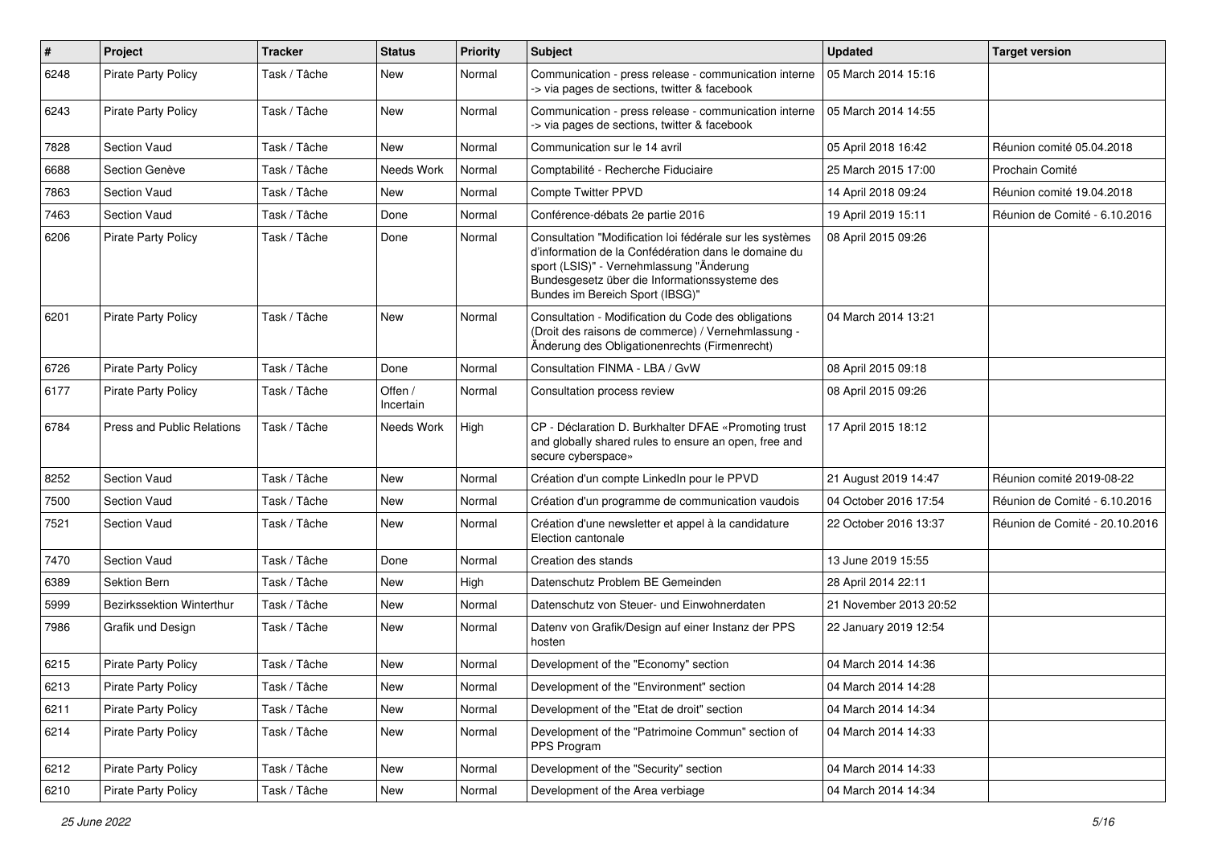| # | Project | Tracker | Status | Priority | Subject | Updated | Target version |
| --- | --- | --- | --- | --- | --- | --- | --- |
| 6248 | Pirate Party Policy | Task / Tâche | New | Normal | Communication - press release - communication interne -> via pages de sections, twitter & facebook | 05 March 2014 15:16 | |
| 6243 | Pirate Party Policy | Task / Tâche | New | Normal | Communication - press release - communication interne -> via pages de sections, twitter & facebook | 05 March 2014 14:55 | |
| 7828 | Section Vaud | Task / Tâche | New | Normal | Communication sur le 14 avril | 05 April 2018 16:42 | Réunion comité 05.04.2018 |
| 6688 | Section Genève | Task / Tâche | Needs Work | Normal | Comptabilité - Recherche Fiduciaire | 25 March 2015 17:00 | Prochain Comité |
| 7863 | Section Vaud | Task / Tâche | New | Normal | Compte Twitter PPVD | 14 April 2018 09:24 | Réunion comité 19.04.2018 |
| 7463 | Section Vaud | Task / Tâche | Done | Normal | Conférence-débats 2e partie 2016 | 19 April 2019 15:11 | Réunion de Comité - 6.10.2016 |
| 6206 | Pirate Party Policy | Task / Tâche | Done | Normal | Consultation "Modification loi fédérale sur les systèmes d'information de la Confédération dans le domaine du sport (LSIS)" - Vernehmlassung "Änderung Bundesgesetz über die Informationssysteme des Bundes im Bereich Sport (IBSG)" | 08 April 2015 09:26 | |
| 6201 | Pirate Party Policy | Task / Tâche | New | Normal | Consultation - Modification du Code des obligations (Droit des raisons de commerce) / Vernehmlassung - Änderung des Obligationenrechts (Firmenrecht) | 04 March 2014 13:21 | |
| 6726 | Pirate Party Policy | Task / Tâche | Done | Normal | Consultation FINMA - LBA / GvW | 08 April 2015 09:18 | |
| 6177 | Pirate Party Policy | Task / Tâche | Offen / Incertain | Normal | Consultation process review | 08 April 2015 09:26 | |
| 6784 | Press and Public Relations | Task / Tâche | Needs Work | High | CP - Déclaration D. Burkhalter DFAE «Promoting trust and globally shared rules to ensure an open, free and secure cyberspace» | 17 April 2015 18:12 | |
| 8252 | Section Vaud | Task / Tâche | New | Normal | Création d'un compte LinkedIn pour le PPVD | 21 August 2019 14:47 | Réunion comité 2019-08-22 |
| 7500 | Section Vaud | Task / Tâche | New | Normal | Création d'un programme de communication vaudois | 04 October 2016 17:54 | Réunion de Comité - 6.10.2016 |
| 7521 | Section Vaud | Task / Tâche | New | Normal | Création d'une newsletter et appel à la candidature Election cantonale | 22 October 2016 13:37 | Réunion de Comité - 20.10.2016 |
| 7470 | Section Vaud | Task / Tâche | Done | Normal | Creation des stands | 13 June 2019 15:55 | |
| 6389 | Sektion Bern | Task / Tâche | New | High | Datenschutz Problem BE Gemeinden | 28 April 2014 22:11 | |
| 5999 | Bezirkssektion Winterthur | Task / Tâche | New | Normal | Datenschutz von Steuer- und Einwohnerdaten | 21 November 2013 20:52 | |
| 7986 | Grafik und Design | Task / Tâche | New | Normal | Datenv von Grafik/Design auf einer Instanz der PPS hosten | 22 January 2019 12:54 | |
| 6215 | Pirate Party Policy | Task / Tâche | New | Normal | Development of the "Economy" section | 04 March 2014 14:36 | |
| 6213 | Pirate Party Policy | Task / Tâche | New | Normal | Development of the "Environment" section | 04 March 2014 14:28 | |
| 6211 | Pirate Party Policy | Task / Tâche | New | Normal | Development of the "Etat de droit" section | 04 March 2014 14:34 | |
| 6214 | Pirate Party Policy | Task / Tâche | New | Normal | Development of the "Patrimoine Commun" section of PPS Program | 04 March 2014 14:33 | |
| 6212 | Pirate Party Policy | Task / Tâche | New | Normal | Development of the "Security" section | 04 March 2014 14:33 | |
| 6210 | Pirate Party Policy | Task / Tâche | New | Normal | Development of the Area verbiage | 04 March 2014 14:34 | |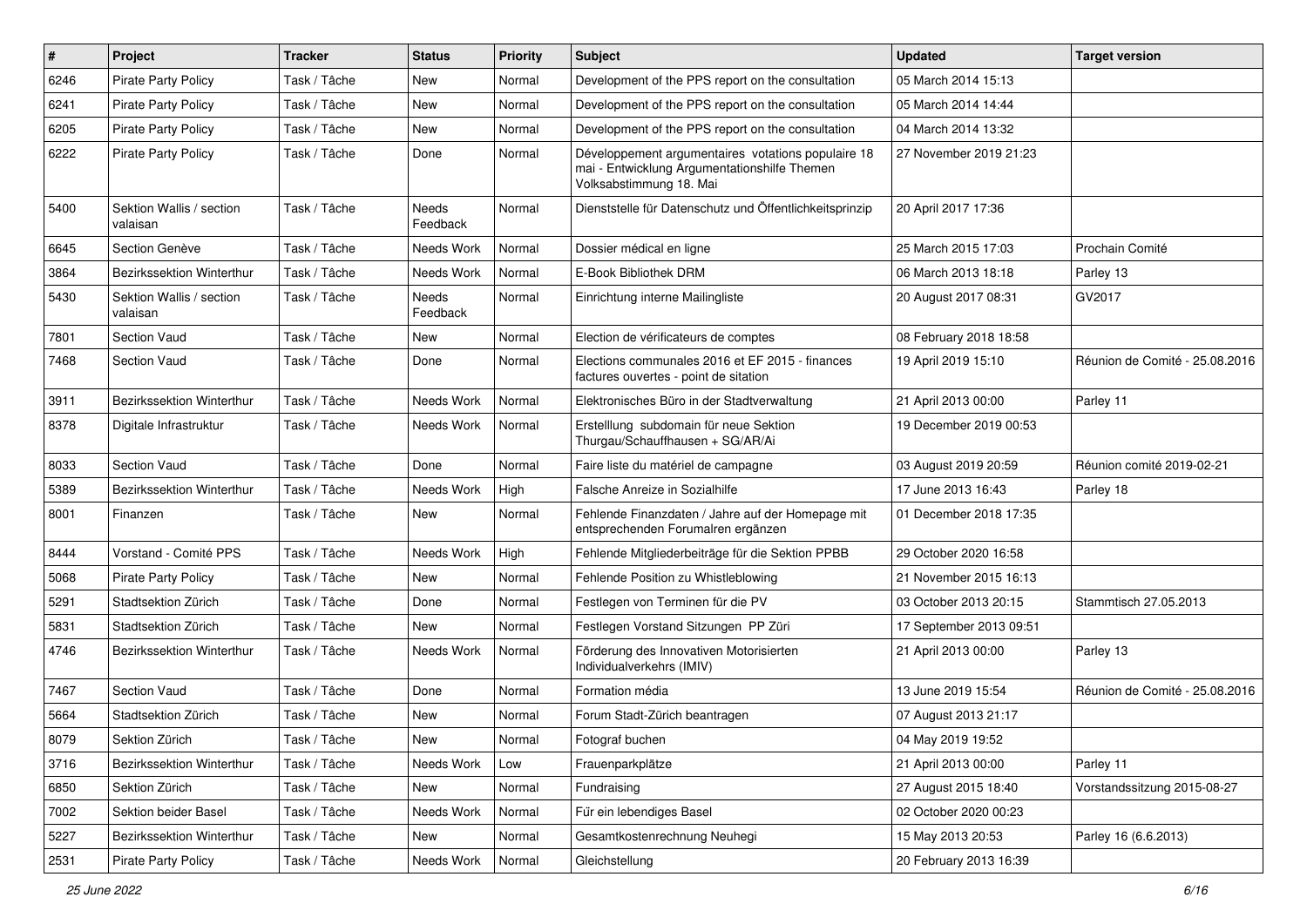| # | Project | Tracker | Status | Priority | Subject | Updated | Target version |
|---|---|---|---|---|---|---|---|
| 6246 | Pirate Party Policy | Task / Tâche | New | Normal | Development of the PPS report on the consultation | 05 March 2014 15:13 | |
| 6241 | Pirate Party Policy | Task / Tâche | New | Normal | Development of the PPS report on the consultation | 05 March 2014 14:44 | |
| 6205 | Pirate Party Policy | Task / Tâche | New | Normal | Development of the PPS report on the consultation | 04 March 2014 13:32 | |
| 6222 | Pirate Party Policy | Task / Tâche | Done | Normal | Développement argumentaires votations populaire 18 mai - Entwicklung Argumentationshilfe Themen Volksabstimmung 18. Mai | 27 November 2019 21:23 | |
| 5400 | Sektion Wallis / section valaisan | Task / Tâche | Needs Feedback | Normal | Dienststelle für Datenschutz und Öffentlichkeitsprinzip | 20 April 2017 17:36 | |
| 6645 | Section Genève | Task / Tâche | Needs Work | Normal | Dossier médical en ligne | 25 March 2015 17:03 | Prochain Comité |
| 3864 | Bezirkssektion Winterthur | Task / Tâche | Needs Work | Normal | E-Book Bibliothek DRM | 06 March 2013 18:18 | Parley 13 |
| 5430 | Sektion Wallis / section valaisan | Task / Tâche | Needs Feedback | Normal | Einrichtung interne Mailingliste | 20 August 2017 08:31 | GV2017 |
| 7801 | Section Vaud | Task / Tâche | New | Normal | Election de vérificateurs de comptes | 08 February 2018 18:58 | |
| 7468 | Section Vaud | Task / Tâche | Done | Normal | Elections communales 2016 et EF 2015 - finances factures ouvertes - point de sitation | 19 April 2019 15:10 | Réunion de Comité - 25.08.2016 |
| 3911 | Bezirkssektion Winterthur | Task / Tâche | Needs Work | Normal | Elektronisches Büro in der Stadtverwaltung | 21 April 2013 00:00 | Parley 11 |
| 8378 | Digitale Infrastruktur | Task / Tâche | Needs Work | Normal | Erstelllung subdomain für neue Sektion Thurgau/Schauffhausen + SG/AR/Ai | 19 December 2019 00:53 | |
| 8033 | Section Vaud | Task / Tâche | Done | Normal | Faire liste du matériel de campagne | 03 August 2019 20:59 | Réunion comité 2019-02-21 |
| 5389 | Bezirkssektion Winterthur | Task / Tâche | Needs Work | High | Falsche Anreize in Sozialhilfe | 17 June 2013 16:43 | Parley 18 |
| 8001 | Finanzen | Task / Tâche | New | Normal | Fehlende Finanzdaten / Jahre auf der Homepage mit entsprechenden Forumalren ergänzen | 01 December 2018 17:35 | |
| 8444 | Vorstand - Comité PPS | Task / Tâche | Needs Work | High | Fehlende Mitgliederbeiträge für die Sektion PPBB | 29 October 2020 16:58 | |
| 5068 | Pirate Party Policy | Task / Tâche | New | Normal | Fehlende Position zu Whistleblowing | 21 November 2015 16:13 | |
| 5291 | Stadtsektion Zürich | Task / Tâche | Done | Normal | Festlegen von Terminen für die PV | 03 October 2013 20:15 | Stammtisch 27.05.2013 |
| 5831 | Stadtsektion Zürich | Task / Tâche | New | Normal | Festlegen Vorstand Sitzungen PP Züri | 17 September 2013 09:51 | |
| 4746 | Bezirkssektion Winterthur | Task / Tâche | Needs Work | Normal | Förderung des Innovativen Motorisierten Individualverkehrs (IMIV) | 21 April 2013 00:00 | Parley 13 |
| 7467 | Section Vaud | Task / Tâche | Done | Normal | Formation média | 13 June 2019 15:54 | Réunion de Comité - 25.08.2016 |
| 5664 | Stadtsektion Zürich | Task / Tâche | New | Normal | Forum Stadt-Zürich beantragen | 07 August 2013 21:17 | |
| 8079 | Sektion Zürich | Task / Tâche | New | Normal | Fotograf buchen | 04 May 2019 19:52 | |
| 3716 | Bezirkssektion Winterthur | Task / Tâche | Needs Work | Low | Frauenparkplätze | 21 April 2013 00:00 | Parley 11 |
| 6850 | Sektion Zürich | Task / Tâche | New | Normal | Fundraising | 27 August 2015 18:40 | Vorstandssitzung 2015-08-27 |
| 7002 | Sektion beider Basel | Task / Tâche | Needs Work | Normal | Für ein lebendiges Basel | 02 October 2020 00:23 | |
| 5227 | Bezirkssektion Winterthur | Task / Tâche | New | Normal | Gesamtkostenrechnung Neuhegi | 15 May 2013 20:53 | Parley 16 (6.6.2013) |
| 2531 | Pirate Party Policy | Task / Tâche | Needs Work | Normal | Gleichstellung | 20 February 2013 16:39 | |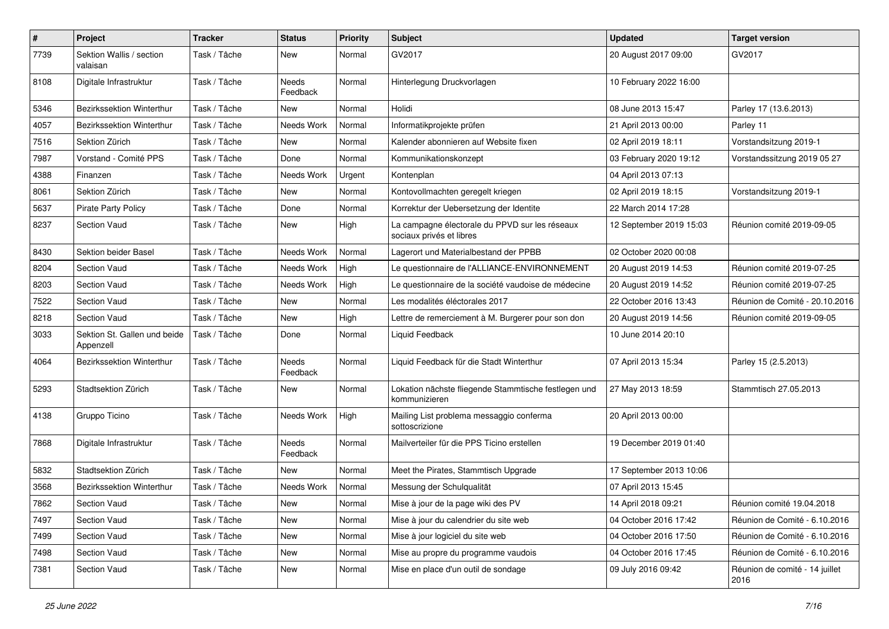| # | Project | Tracker | Status | Priority | Subject | Updated | Target version |
|---|---|---|---|---|---|---|---|
| 7739 | Sektion Wallis / section valaisan | Task / Tâche | New | Normal | GV2017 | 20 August 2017 09:00 | GV2017 |
| 8108 | Digitale Infrastruktur | Task / Tâche | Needs Feedback | Normal | Hinterlegung Druckvorlagen | 10 February 2022 16:00 | |
| 5346 | Bezirkssektion Winterthur | Task / Tâche | New | Normal | Holidi | 08 June 2013 15:47 | Parley 17 (13.6.2013) |
| 4057 | Bezirkssektion Winterthur | Task / Tâche | Needs Work | Normal | Informatikprojekte prüfen | 21 April 2013 00:00 | Parley 11 |
| 7516 | Sektion Zürich | Task / Tâche | New | Normal | Kalender abonnieren auf Website fixen | 02 April 2019 18:11 | Vorstandsitzung 2019-1 |
| 7987 | Vorstand - Comité PPS | Task / Tâche | Done | Normal | Kommunikationskonzept | 03 February 2020 19:12 | Vorstandssitzung 2019 05 27 |
| 4388 | Finanzen | Task / Tâche | Needs Work | Urgent | Kontenplan | 04 April 2013 07:13 | |
| 8061 | Sektion Zürich | Task / Tâche | New | Normal | Kontovollmachten geregelt kriegen | 02 April 2019 18:15 | Vorstandsitzung 2019-1 |
| 5637 | Pirate Party Policy | Task / Tâche | Done | Normal | Korrektur der Uebersetzung der Identite | 22 March 2014 17:28 | |
| 8237 | Section Vaud | Task / Tâche | New | High | La campagne électorale du PPVD sur les réseaux sociaux privés et libres | 12 September 2019 15:03 | Réunion comité 2019-09-05 |
| 8430 | Sektion beider Basel | Task / Tâche | Needs Work | Normal | Lagerort und Materialbestand der PPBB | 02 October 2020 00:08 | |
| 8204 | Section Vaud | Task / Tâche | Needs Work | High | Le questionnaire de l'ALLIANCE-ENVIRONNEMENT | 20 August 2019 14:53 | Réunion comité 2019-07-25 |
| 8203 | Section Vaud | Task / Tâche | Needs Work | High | Le questionnaire de la société vaudoise de médecine | 20 August 2019 14:52 | Réunion comité 2019-07-25 |
| 7522 | Section Vaud | Task / Tâche | New | Normal | Les modalités éléctorales 2017 | 22 October 2016 13:43 | Réunion de Comité - 20.10.2016 |
| 8218 | Section Vaud | Task / Tâche | New | High | Lettre de remerciement à M. Burgerer pour son don | 20 August 2019 14:56 | Réunion comité 2019-09-05 |
| 3033 | Sektion St. Gallen und beide Appenzell | Task / Tâche | Done | Normal | Liquid Feedback | 10 June 2014 20:10 | |
| 4064 | Bezirkssektion Winterthur | Task / Tâche | Needs Feedback | Normal | Liquid Feedback für die Stadt Winterthur | 07 April 2013 15:34 | Parley 15 (2.5.2013) |
| 5293 | Stadtsektion Zürich | Task / Tâche | New | Normal | Lokation nächste fliegende Stammtische festlegen und kommunizieren | 27 May 2013 18:59 | Stammtisch 27.05.2013 |
| 4138 | Gruppo Ticino | Task / Tâche | Needs Work | High | Mailing List problema messaggio conferma sottoscrizione | 20 April 2013 00:00 | |
| 7868 | Digitale Infrastruktur | Task / Tâche | Needs Feedback | Normal | Mailverteiler für die PPS Ticino erstellen | 19 December 2019 01:40 | |
| 5832 | Stadtsektion Zürich | Task / Tâche | New | Normal | Meet the Pirates, Stammtisch Upgrade | 17 September 2013 10:06 | |
| 3568 | Bezirkssektion Winterthur | Task / Tâche | Needs Work | Normal | Messung der Schulqualität | 07 April 2013 15:45 | |
| 7862 | Section Vaud | Task / Tâche | New | Normal | Mise à jour de la page wiki des PV | 14 April 2018 09:21 | Réunion comité 19.04.2018 |
| 7497 | Section Vaud | Task / Tâche | New | Normal | Mise à jour du calendrier du site web | 04 October 2016 17:42 | Réunion de Comité - 6.10.2016 |
| 7499 | Section Vaud | Task / Tâche | New | Normal | Mise à jour logiciel du site web | 04 October 2016 17:50 | Réunion de Comité - 6.10.2016 |
| 7498 | Section Vaud | Task / Tâche | New | Normal | Mise au propre du programme vaudois | 04 October 2016 17:45 | Réunion de Comité - 6.10.2016 |
| 7381 | Section Vaud | Task / Tâche | New | Normal | Mise en place d'un outil de sondage | 09 July 2016 09:42 | Réunion de comité - 14 juillet 2016 |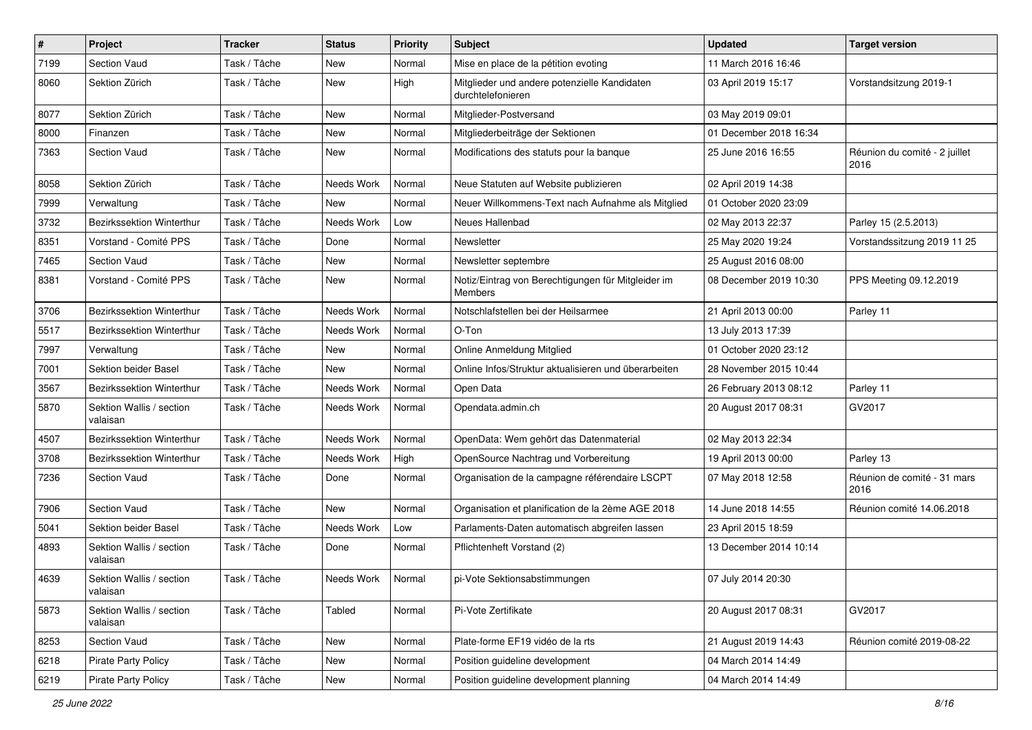| # | Project | Tracker | Status | Priority | Subject | Updated | Target version |
|---|---|---|---|---|---|---|---|
| 7199 | Section Vaud | Task / Tâche | New | Normal | Mise en place de la pétition evoting | 11 March 2016 16:46 | |
| 8060 | Sektion Zürich | Task / Tâche | New | High | Mitglieder und andere potenzielle Kandidaten durchtelefonieren | 03 April 2019 15:17 | Vorstandsitzung 2019-1 |
| 8077 | Sektion Zürich | Task / Tâche | New | Normal | Mitglieder-Postversand | 03 May 2019 09:01 | |
| 8000 | Finanzen | Task / Tâche | New | Normal | Mitgliederbeiträge der Sektionen | 01 December 2018 16:34 | |
| 7363 | Section Vaud | Task / Tâche | New | Normal | Modifications des statuts pour la banque | 25 June 2016 16:55 | Réunion du comité - 2 juillet 2016 |
| 8058 | Sektion Zürich | Task / Tâche | Needs Work | Normal | Neue Statuten auf Website publizieren | 02 April 2019 14:38 | |
| 7999 | Verwaltung | Task / Tâche | New | Normal | Neuer Willkommens-Text nach Aufnahme als Mitglied | 01 October 2020 23:09 | |
| 3732 | Bezirkssektion Winterthur | Task / Tâche | Needs Work | Low | Neues Hallenbad | 02 May 2013 22:37 | Parley 15 (2.5.2013) |
| 8351 | Vorstand - Comité PPS | Task / Tâche | Done | Normal | Newsletter | 25 May 2020 19:24 | Vorstandssitzung 2019 11 25 |
| 7465 | Section Vaud | Task / Tâche | New | Normal | Newsletter septembre | 25 August 2016 08:00 | |
| 8381 | Vorstand - Comité PPS | Task / Tâche | New | Normal | Notiz/Eintrag von Berechtigungen für Mitgleider im Members | 08 December 2019 10:30 | PPS Meeting 09.12.2019 |
| 3706 | Bezirkssektion Winterthur | Task / Tâche | Needs Work | Normal | Notschlafstellen bei der Heilsarmee | 21 April 2013 00:00 | Parley 11 |
| 5517 | Bezirkssektion Winterthur | Task / Tâche | Needs Work | Normal | O-Ton | 13 July 2013 17:39 | |
| 7997 | Verwaltung | Task / Tâche | New | Normal | Online Anmeldung Mitglied | 01 October 2020 23:12 | |
| 7001 | Sektion beider Basel | Task / Tâche | New | Normal | Online Infos/Struktur aktualisieren und überarbeiten | 28 November 2015 10:44 | |
| 3567 | Bezirkssektion Winterthur | Task / Tâche | Needs Work | Normal | Open Data | 26 February 2013 08:12 | Parley 11 |
| 5870 | Sektion Wallis / section valaisan | Task / Tâche | Needs Work | Normal | Opendata.admin.ch | 20 August 2017 08:31 | GV2017 |
| 4507 | Bezirkssektion Winterthur | Task / Tâche | Needs Work | Normal | OpenData: Wem gehört das Datenmaterial | 02 May 2013 22:34 | |
| 3708 | Bezirkssektion Winterthur | Task / Tâche | Needs Work | High | OpenSource Nachtrag und Vorbereitung | 19 April 2013 00:00 | Parley 13 |
| 7236 | Section Vaud | Task / Tâche | Done | Normal | Organisation de la campagne référendaire LSCPT | 07 May 2018 12:58 | Réunion de comité - 31 mars 2016 |
| 7906 | Section Vaud | Task / Tâche | New | Normal | Organisation et planification de la 2ème AGE 2018 | 14 June 2018 14:55 | Réunion comité 14.06.2018 |
| 5041 | Sektion beider Basel | Task / Tâche | Needs Work | Low | Parlaments-Daten automatisch abgreifen lassen | 23 April 2015 18:59 | |
| 4893 | Sektion Wallis / section valaisan | Task / Tâche | Done | Normal | Pflichtenheft Vorstand (2) | 13 December 2014 10:14 | |
| 4639 | Sektion Wallis / section valaisan | Task / Tâche | Needs Work | Normal | pi-Vote Sektionsabstimmungen | 07 July 2014 20:30 | |
| 5873 | Sektion Wallis / section valaisan | Task / Tâche | Tabled | Normal | Pi-Vote Zertifikate | 20 August 2017 08:31 | GV2017 |
| 8253 | Section Vaud | Task / Tâche | New | Normal | Plate-forme EF19 vidéo de la rts | 21 August 2019 14:43 | Réunion comité 2019-08-22 |
| 6218 | Pirate Party Policy | Task / Tâche | New | Normal | Position guideline development | 04 March 2014 14:49 | |
| 6219 | Pirate Party Policy | Task / Tâche | New | Normal | Position guideline development planning | 04 March 2014 14:49 | |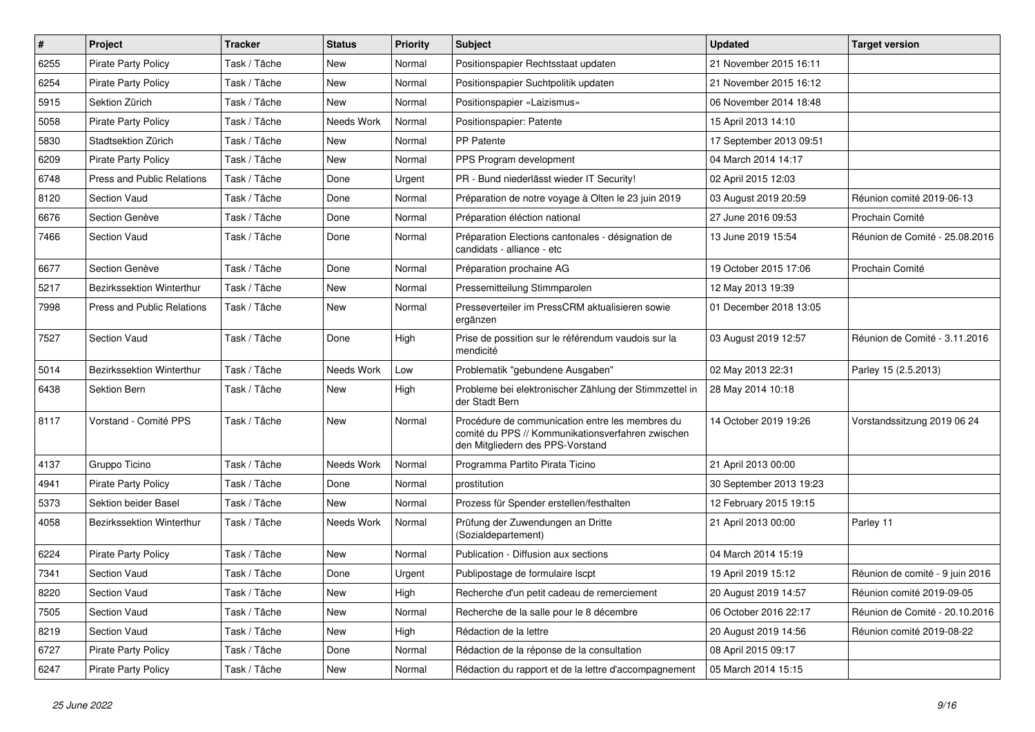| # | Project | Tracker | Status | Priority | Subject | Updated | Target version |
|---|---|---|---|---|---|---|---|
| 6255 | Pirate Party Policy | Task / Tâche | New | Normal | Positionspapier Rechtsstaat updaten | 21 November 2015 16:11 | |
| 6254 | Pirate Party Policy | Task / Tâche | New | Normal | Positionspapier Suchtpolitik updaten | 21 November 2015 16:12 | |
| 5915 | Sektion Zürich | Task / Tâche | New | Normal | Positionspapier «Laizismus» | 06 November 2014 18:48 | |
| 5058 | Pirate Party Policy | Task / Tâche | Needs Work | Normal | Positionspapier: Patente | 15 April 2013 14:10 | |
| 5830 | Stadtsektion Zürich | Task / Tâche | New | Normal | PP Patente | 17 September 2013 09:51 | |
| 6209 | Pirate Party Policy | Task / Tâche | New | Normal | PPS Program development | 04 March 2014 14:17 | |
| 6748 | Press and Public Relations | Task / Tâche | Done | Urgent | PR - Bund niederlässt wieder IT Security! | 02 April 2015 12:03 | |
| 8120 | Section Vaud | Task / Tâche | Done | Normal | Préparation de notre voyage à Olten le 23 juin 2019 | 03 August 2019 20:59 | Réunion comité 2019-06-13 |
| 6676 | Section Genève | Task / Tâche | Done | Normal | Préparation éléction national | 27 June 2016 09:53 | Prochain Comité |
| 7466 | Section Vaud | Task / Tâche | Done | Normal | Préparation Elections cantonales - désignation de candidats - alliance - etc | 13 June 2019 15:54 | Réunion de Comité - 25.08.2016 |
| 6677 | Section Genève | Task / Tâche | Done | Normal | Préparation prochaine AG | 19 October 2015 17:06 | Prochain Comité |
| 5217 | Bezirkssektion Winterthur | Task / Tâche | New | Normal | Pressemitteilung Stimmparolen | 12 May 2013 19:39 | |
| 7998 | Press and Public Relations | Task / Tâche | New | Normal | Presseverteiler im PressCRM aktualisieren sowie ergänzen | 01 December 2018 13:05 | |
| 7527 | Section Vaud | Task / Tâche | Done | High | Prise de possition sur le référendum vaudois sur la mendicité | 03 August 2019 12:57 | Réunion de Comité - 3.11.2016 |
| 5014 | Bezirkssektion Winterthur | Task / Tâche | Needs Work | Low | Problematik "gebundene Ausgaben" | 02 May 2013 22:31 | Parley 15 (2.5.2013) |
| 6438 | Sektion Bern | Task / Tâche | New | High | Probleme bei elektronischer Zählung der Stimmzettel in der Stadt Bern | 28 May 2014 10:18 | |
| 8117 | Vorstand - Comité PPS | Task / Tâche | New | Normal | Procédure de communication entre les membres du comité du PPS // Kommunikationsverfahren zwischen den Mitgliedern des PPS-Vorstand | 14 October 2019 19:26 | Vorstandssitzung 2019 06 24 |
| 4137 | Gruppo Ticino | Task / Tâche | Needs Work | Normal | Programma Partito Pirata Ticino | 21 April 2013 00:00 | |
| 4941 | Pirate Party Policy | Task / Tâche | Done | Normal | prostitution | 30 September 2013 19:23 | |
| 5373 | Sektion beider Basel | Task / Tâche | New | Normal | Prozess für Spender erstellen/festhalten | 12 February 2015 19:15 | |
| 4058 | Bezirkssektion Winterthur | Task / Tâche | Needs Work | Normal | Prüfung der Zuwendungen an Dritte (Sozialdepartement) | 21 April 2013 00:00 | Parley 11 |
| 6224 | Pirate Party Policy | Task / Tâche | New | Normal | Publication - Diffusion aux sections | 04 March 2014 15:19 | |
| 7341 | Section Vaud | Task / Tâche | Done | Urgent | Publipostage de formulaire lscpt | 19 April 2019 15:12 | Réunion de comité - 9 juin 2016 |
| 8220 | Section Vaud | Task / Tâche | New | High | Recherche d'un petit cadeau de remerciement | 20 August 2019 14:57 | Réunion comité 2019-09-05 |
| 7505 | Section Vaud | Task / Tâche | New | Normal | Recherche de la salle pour le 8 décembre | 06 October 2016 22:17 | Réunion de Comité - 20.10.2016 |
| 8219 | Section Vaud | Task / Tâche | New | High | Rédaction de la lettre | 20 August 2019 14:56 | Réunion comité 2019-08-22 |
| 6727 | Pirate Party Policy | Task / Tâche | Done | Normal | Rédaction de la réponse de la consultation | 08 April 2015 09:17 | |
| 6247 | Pirate Party Policy | Task / Tâche | New | Normal | Rédaction du rapport et de la lettre d'accompagnement | 05 March 2014 15:15 | |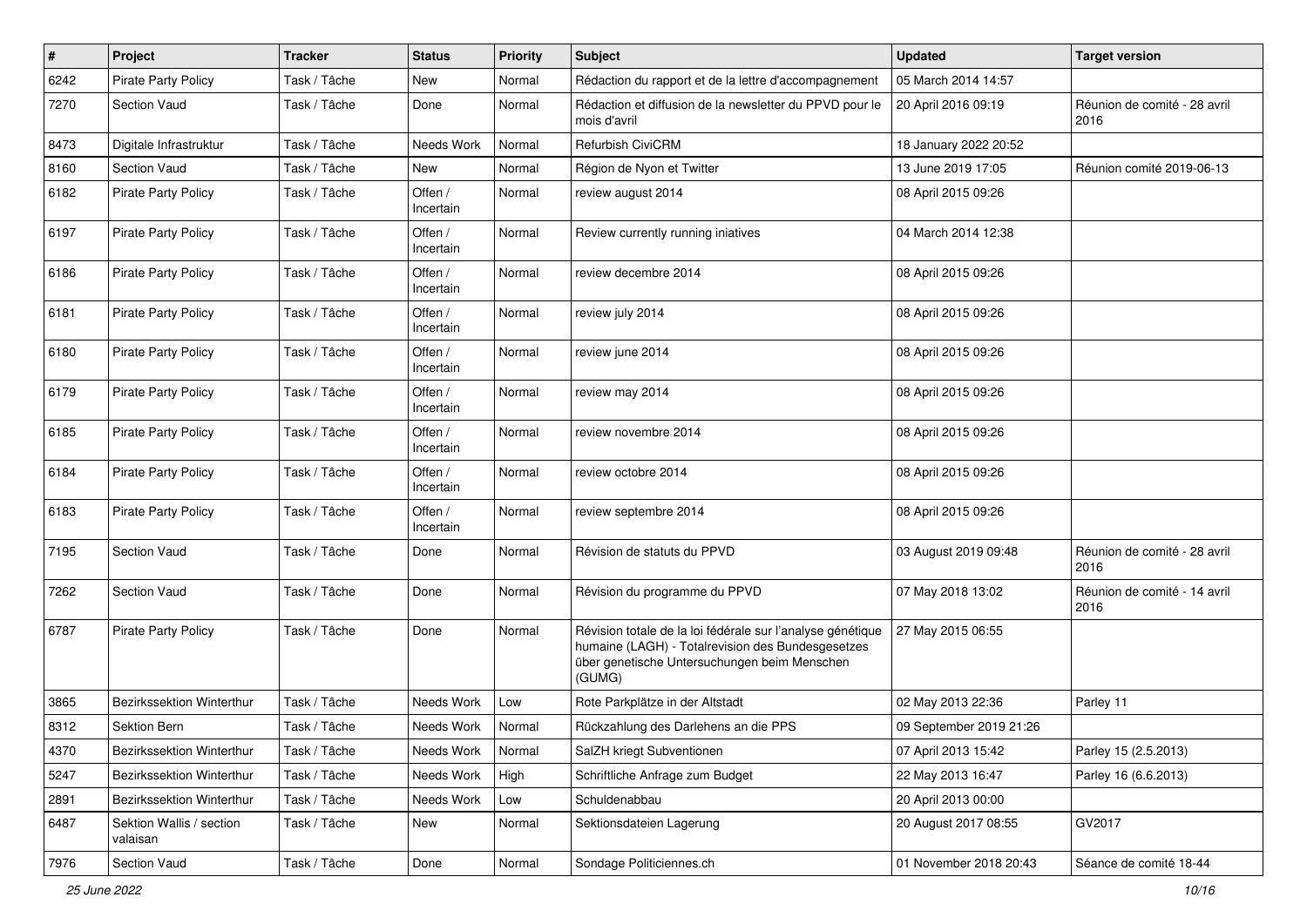| # | Project | Tracker | Status | Priority | Subject | Updated | Target version |
|---|---|---|---|---|---|---|---|
| 6242 | Pirate Party Policy | Task / Tâche | New | Normal | Rédaction du rapport et de la lettre d'accompagnement | 05 March 2014 14:57 | |
| 7270 | Section Vaud | Task / Tâche | Done | Normal | Rédaction et diffusion de la newsletter du PPVD pour le mois d'avril | 20 April 2016 09:19 | Réunion de comité - 28 avril 2016 |
| 8473 | Digitale Infrastruktur | Task / Tâche | Needs Work | Normal | Refurbish CiviCRM | 18 January 2022 20:52 | |
| 8160 | Section Vaud | Task / Tâche | New | Normal | Région de Nyon et Twitter | 13 June 2019 17:05 | Réunion comité 2019-06-13 |
| 6182 | Pirate Party Policy | Task / Tâche | Offen / Incertain | Normal | review august 2014 | 08 April 2015 09:26 | |
| 6197 | Pirate Party Policy | Task / Tâche | Offen / Incertain | Normal | Review currently running iniatives | 04 March 2014 12:38 | |
| 6186 | Pirate Party Policy | Task / Tâche | Offen / Incertain | Normal | review decembre 2014 | 08 April 2015 09:26 | |
| 6181 | Pirate Party Policy | Task / Tâche | Offen / Incertain | Normal | review july 2014 | 08 April 2015 09:26 | |
| 6180 | Pirate Party Policy | Task / Tâche | Offen / Incertain | Normal | review june 2014 | 08 April 2015 09:26 | |
| 6179 | Pirate Party Policy | Task / Tâche | Offen / Incertain | Normal | review may 2014 | 08 April 2015 09:26 | |
| 6185 | Pirate Party Policy | Task / Tâche | Offen / Incertain | Normal | review novembre 2014 | 08 April 2015 09:26 | |
| 6184 | Pirate Party Policy | Task / Tâche | Offen / Incertain | Normal | review octobre 2014 | 08 April 2015 09:26 | |
| 6183 | Pirate Party Policy | Task / Tâche | Offen / Incertain | Normal | review septembre 2014 | 08 April 2015 09:26 | |
| 7195 | Section Vaud | Task / Tâche | Done | Normal | Révision de statuts du PPVD | 03 August 2019 09:48 | Réunion de comité - 28 avril 2016 |
| 7262 | Section Vaud | Task / Tâche | Done | Normal | Révision du programme du PPVD | 07 May 2018 13:02 | Réunion de comité - 14 avril 2016 |
| 6787 | Pirate Party Policy | Task / Tâche | Done | Normal | Révision totale de la loi fédérale sur l'analyse génétique humaine (LAGH) - Totalrevision des Bundesgesetzes über genetische Untersuchungen beim Menschen (GUMG) | 27 May 2015 06:55 | |
| 3865 | Bezirkssektion Winterthur | Task / Tâche | Needs Work | Low | Rote Parkplätze in der Altstadt | 02 May 2013 22:36 | Parley 11 |
| 8312 | Sektion Bern | Task / Tâche | Needs Work | Normal | Rückzahlung des Darlehens an die PPS | 09 September 2019 21:26 | |
| 4370 | Bezirkssektion Winterthur | Task / Tâche | Needs Work | Normal | SalZH kriegt Subventionen | 07 April 2013 15:42 | Parley 15 (2.5.2013) |
| 5247 | Bezirkssektion Winterthur | Task / Tâche | Needs Work | High | Schriftliche Anfrage zum Budget | 22 May 2013 16:47 | Parley 16 (6.6.2013) |
| 2891 | Bezirkssektion Winterthur | Task / Tâche | Needs Work | Low | Schuldenabbau | 20 April 2013 00:00 | |
| 6487 | Sektion Wallis / section valaisan | Task / Tâche | New | Normal | Sektionsdateien Lagerung | 20 August 2017 08:55 | GV2017 |
| 7976 | Section Vaud | Task / Tâche | Done | Normal | Sondage Politiciennes.ch | 01 November 2018 20:43 | Séance de comité 18-44 |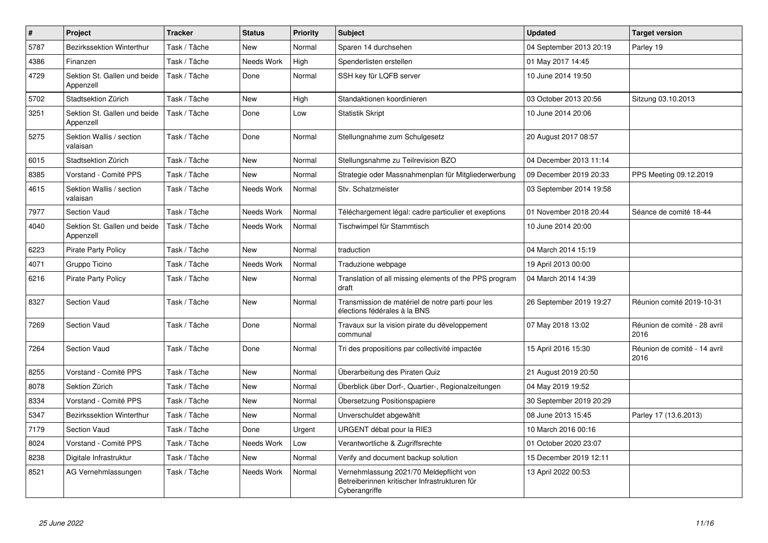| # | Project | Tracker | Status | Priority | Subject | Updated | Target version |
|---|---|---|---|---|---|---|---|
| 5787 | Bezirkssektion Winterthur | Task / Tâche | New | Normal | Sparen 14 durchsehen | 04 September 2013 20:19 | Parley 19 |
| 4386 | Finanzen | Task / Tâche | Needs Work | High | Spenderlisten erstellen | 01 May 2017 14:45 | |
| 4729 | Sektion St. Gallen und beide Appenzell | Task / Tâche | Done | Normal | SSH key für LQFB server | 10 June 2014 19:50 | |
| 5702 | Stadtsektion Zürich | Task / Tâche | New | High | Standaktionen koordinieren | 03 October 2013 20:56 | Sitzung 03.10.2013 |
| 3251 | Sektion St. Gallen und beide Appenzell | Task / Tâche | Done | Low | Statistik Skript | 10 June 2014 20:06 | |
| 5275 | Sektion Wallis / section valaisan | Task / Tâche | Done | Normal | Stellungnahme zum Schulgesetz | 20 August 2017 08:57 | |
| 6015 | Stadtsektion Zürich | Task / Tâche | New | Normal | Stellungsnahme zu Teilrevision BZO | 04 December 2013 11:14 | |
| 8385 | Vorstand - Comité PPS | Task / Tâche | New | Normal | Strategie oder Massnahmenplan für Mitgliederwerbung | 09 December 2019 20:33 | PPS Meeting 09.12.2019 |
| 4615 | Sektion Wallis / section valaisan | Task / Tâche | Needs Work | Normal | Stv. Schatzmeister | 03 September 2014 19:58 | |
| 7977 | Section Vaud | Task / Tâche | Needs Work | Normal | Téléchargement légal: cadre particulier et exeptions | 01 November 2018 20:44 | Séance de comité 18-44 |
| 4040 | Sektion St. Gallen und beide Appenzell | Task / Tâche | Needs Work | Normal | Tischwimpel für Stammtisch | 10 June 2014 20:00 | |
| 6223 | Pirate Party Policy | Task / Tâche | New | Normal | traduction | 04 March 2014 15:19 | |
| 4071 | Gruppo Ticino | Task / Tâche | Needs Work | Normal | Traduzione webpage | 19 April 2013 00:00 | |
| 6216 | Pirate Party Policy | Task / Tâche | New | Normal | Translation of all missing elements of the PPS program draft | 04 March 2014 14:39 | |
| 8327 | Section Vaud | Task / Tâche | New | Normal | Transmission de matériel de notre parti pour les élections fédérales à la BNS | 26 September 2019 19:27 | Réunion comité 2019-10-31 |
| 7269 | Section Vaud | Task / Tâche | Done | Normal | Travaux sur la vision pirate du développement communal | 07 May 2018 13:02 | Réunion de comité - 28 avril 2016 |
| 7264 | Section Vaud | Task / Tâche | Done | Normal | Tri des propositions par collectivité impactée | 15 April 2016 15:30 | Réunion de comité - 14 avril 2016 |
| 8255 | Vorstand - Comité PPS | Task / Tâche | New | Normal | Überarbeitung des Piraten Quiz | 21 August 2019 20:50 | |
| 8078 | Sektion Zürich | Task / Tâche | New | Normal | Überblick über Dorf-, Quartier-, Regionalzeitungen | 04 May 2019 19:52 | |
| 8334 | Vorstand - Comité PPS | Task / Tâche | New | Normal | Übersetzung Positionspapiere | 30 September 2019 20:29 | |
| 5347 | Bezirkssektion Winterthur | Task / Tâche | New | Normal | Unverschuldet abgewählt | 08 June 2013 15:45 | Parley 17 (13.6.2013) |
| 7179 | Section Vaud | Task / Tâche | Done | Urgent | URGENT débat pour la RIE3 | 10 March 2016 00:16 | |
| 8024 | Vorstand - Comité PPS | Task / Tâche | Needs Work | Low | Verantwortliche & Zugriffsrechte | 01 October 2020 23:07 | |
| 8238 | Digitale Infrastruktur | Task / Tâche | New | Normal | Verify and document backup solution | 15 December 2019 12:11 | |
| 8521 | AG Vernehmlassungen | Task / Tâche | Needs Work | Normal | Vernehmlassung 2021/70 Meldepflicht von Betreiberinnen kritischer Infrastrukturen für Cyberangriffe | 13 April 2022 00:53 | |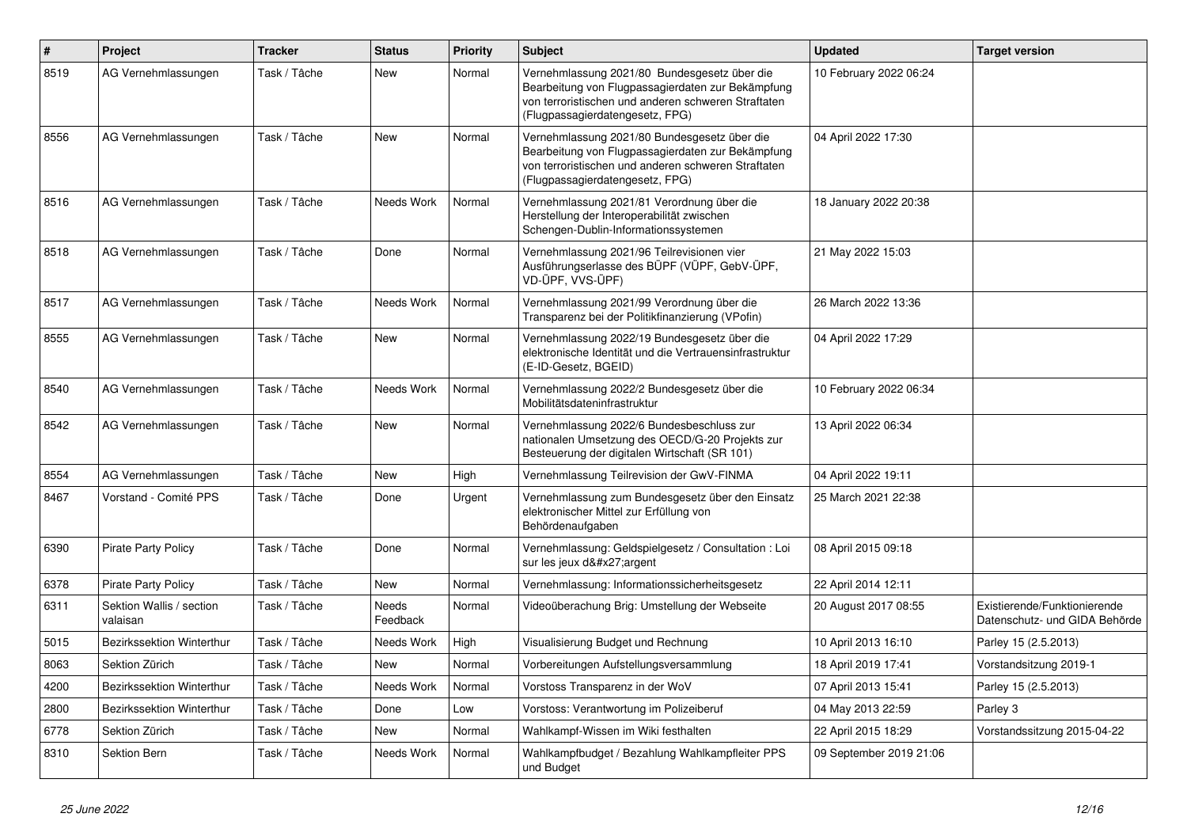| # | Project | Tracker | Status | Priority | Subject | Updated | Target version |
|---|---|---|---|---|---|---|---|
| 8519 | AG Vernehmlassungen | Task / Tâche | New | Normal | Vernehmlassung 2021/80 Bundesgesetz über die Bearbeitung von Flugpassagierdaten zur Bekämpfung von terroristischen und anderen schweren Straftaten (Flugpassagierdatengesetz, FPG) | 10 February 2022 06:24 | |
| 8556 | AG Vernehmlassungen | Task / Tâche | New | Normal | Vernehmlassung 2021/80 Bundesgesetz über die Bearbeitung von Flugpassagierdaten zur Bekämpfung von terroristischen und anderen schweren Straftaten (Flugpassagierdatengesetz, FPG) | 04 April 2022 17:30 | |
| 8516 | AG Vernehmlassungen | Task / Tâche | Needs Work | Normal | Vernehmlassung 2021/81 Verordnung über die Herstellung der Interoperabilität zwischen Schengen-Dublin-Informationssystemen | 18 January 2022 20:38 | |
| 8518 | AG Vernehmlassungen | Task / Tâche | Done | Normal | Vernehmlassung 2021/96 Teilrevisionen vier Ausführungserlasse des BÜPF (VÜPF, GebV-ÜPF, VD-ÜPF, VVS-ÜPF) | 21 May 2022 15:03 | |
| 8517 | AG Vernehmlassungen | Task / Tâche | Needs Work | Normal | Vernehmlassung 2021/99 Verordnung über die Transparenz bei der Politikfinanzierung (VPofin) | 26 March 2022 13:36 | |
| 8555 | AG Vernehmlassungen | Task / Tâche | New | Normal | Vernehmlassung 2022/19 Bundesgesetz über die elektronische Identität und die Vertrauensinfrastruktur (E-ID-Gesetz, BGEID) | 04 April 2022 17:29 | |
| 8540 | AG Vernehmlassungen | Task / Tâche | Needs Work | Normal | Vernehmlassung 2022/2 Bundesgesetz über die Mobilitätsdateninfrastruktur | 10 February 2022 06:34 | |
| 8542 | AG Vernehmlassungen | Task / Tâche | New | Normal | Vernehmlassung 2022/6 Bundesbeschluss zur nationalen Umsetzung des OECD/G-20 Projekts zur Besteuerung der digitalen Wirtschaft (SR 101) | 13 April 2022 06:34 | |
| 8554 | AG Vernehmlassungen | Task / Tâche | New | High | Vernehmlassung Teilrevision der GwV-FINMA | 04 April 2022 19:11 | |
| 8467 | Vorstand - Comité PPS | Task / Tâche | Done | Urgent | Vernehmlassung zum Bundesgesetz über den Einsatz elektronischer Mittel zur Erfüllung von Behördenaufgaben | 25 March 2021 22:38 | |
| 6390 | Pirate Party Policy | Task / Tâche | Done | Normal | Vernehmlassung: Geldspielgesetz / Consultation : Loi sur les jeux d&#x27;argent | 08 April 2015 09:18 | |
| 6378 | Pirate Party Policy | Task / Tâche | New | Normal | Vernehmlassung: Informationssicherheitsgesetz | 22 April 2014 12:11 | |
| 6311 | Sektion Wallis / section valaisan | Task / Tâche | Needs Feedback | Normal | Videoüberachung Brig: Umstellung der Webseite | 20 August 2017 08:55 | Existierende/Funktionierende Datenschutz- und GIDA Behörde |
| 5015 | Bezirkssektion Winterthur | Task / Tâche | Needs Work | High | Visualisierung Budget und Rechnung | 10 April 2013 16:10 | Parley 15 (2.5.2013) |
| 8063 | Sektion Zürich | Task / Tâche | New | Normal | Vorbereitungen Aufstellungsversammlung | 18 April 2019 17:41 | Vorstandsitzung 2019-1 |
| 4200 | Bezirkssektion Winterthur | Task / Tâche | Needs Work | Normal | Vorstoss Transparenz in der WoV | 07 April 2013 15:41 | Parley 15 (2.5.2013) |
| 2800 | Bezirkssektion Winterthur | Task / Tâche | Done | Low | Vorstoss: Verantwortung im Polizeiberuf | 04 May 2013 22:59 | Parley 3 |
| 6778 | Sektion Zürich | Task / Tâche | New | Normal | Wahlkampf-Wissen im Wiki festhalten | 22 April 2015 18:29 | Vorstandssitzung 2015-04-22 |
| 8310 | Sektion Bern | Task / Tâche | Needs Work | Normal | Wahlkampfbudget / Bezahlung Wahlkampfleiter PPS und Budget | 09 September 2019 21:06 | |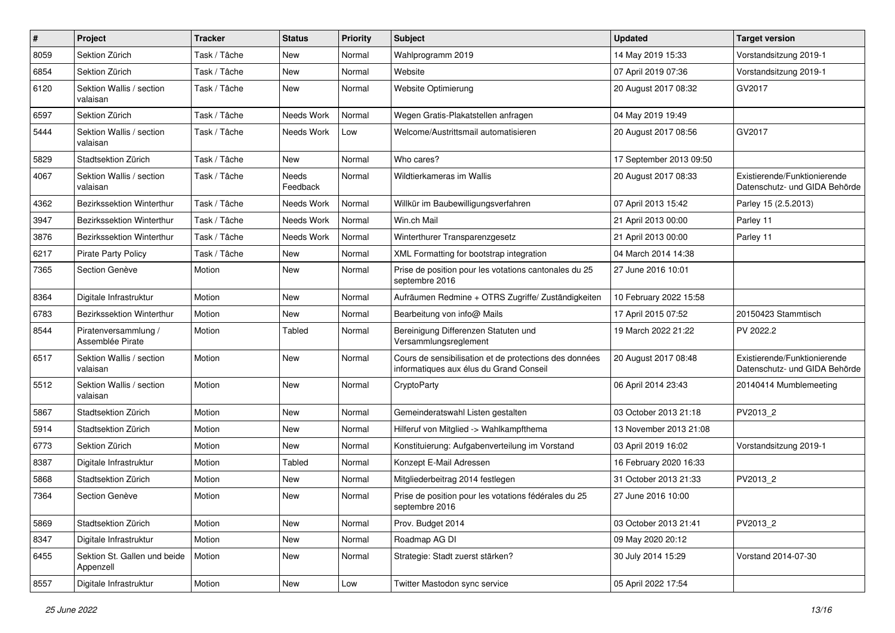| # | Project | Tracker | Status | Priority | Subject | Updated | Target version |
|---|---|---|---|---|---|---|---|
| 8059 | Sektion Zürich | Task / Tâche | New | Normal | Wahlprogramm 2019 | 14 May 2019 15:33 | Vorstandsitzung 2019-1 |
| 6854 | Sektion Zürich | Task / Tâche | New | Normal | Website | 07 April 2019 07:36 | Vorstandsitzung 2019-1 |
| 6120 | Sektion Wallis / section valaisan | Task / Tâche | New | Normal | Website Optimierung | 20 August 2017 08:32 | GV2017 |
| 6597 | Sektion Zürich | Task / Tâche | Needs Work | Normal | Wegen Gratis-Plakatstellen anfragen | 04 May 2019 19:49 | |
| 5444 | Sektion Wallis / section valaisan | Task / Tâche | Needs Work | Low | Welcome/Austrittsmail automatisieren | 20 August 2017 08:56 | GV2017 |
| 5829 | Stadtsektion Zürich | Task / Tâche | New | Normal | Who cares? | 17 September 2013 09:50 | |
| 4067 | Sektion Wallis / section valaisan | Task / Tâche | Needs Feedback | Normal | Wildtierkameras im Wallis | 20 August 2017 08:33 | Existierende/Funktionierende Datenschutz- und GIDA Behörde |
| 4362 | Bezirkssektion Winterthur | Task / Tâche | Needs Work | Normal | Willkür im Baubewilligungsverfahren | 07 April 2013 15:42 | Parley 15 (2.5.2013) |
| 3947 | Bezirkssektion Winterthur | Task / Tâche | Needs Work | Normal | Win.ch Mail | 21 April 2013 00:00 | Parley 11 |
| 3876 | Bezirkssektion Winterthur | Task / Tâche | Needs Work | Normal | Winterthurer Transparenzgesetz | 21 April 2013 00:00 | Parley 11 |
| 6217 | Pirate Party Policy | Task / Tâche | New | Normal | XML Formatting for bootstrap integration | 04 March 2014 14:38 | |
| 7365 | Section Genève | Motion | New | Normal | Prise de position pour les votations cantonales du 25 septembre 2016 | 27 June 2016 10:01 | |
| 8364 | Digitale Infrastruktur | Motion | New | Normal | Aufräumen Redmine + OTRS Zugriffe/ Zuständigkeiten | 10 February 2022 15:58 | |
| 6783 | Bezirkssektion Winterthur | Motion | New | Normal | Bearbeitung von info@ Mails | 17 April 2015 07:52 | 20150423 Stammtisch |
| 8544 | Piratenversammlung / Assemblée Pirate | Motion | Tabled | Normal | Bereinigung Differenzen Statuten und Versammlungsreglement | 19 March 2022 21:22 | PV 2022.2 |
| 6517 | Sektion Wallis / section valaisan | Motion | New | Normal | Cours de sensibilisation et de protections des données informatiques aux élus du Grand Conseil | 20 August 2017 08:48 | Existierende/Funktionierende Datenschutz- und GIDA Behörde |
| 5512 | Sektion Wallis / section valaisan | Motion | New | Normal | CryptoParty | 06 April 2014 23:43 | 20140414 Mumblemeeting |
| 5867 | Stadtsektion Zürich | Motion | New | Normal | Gemeinderatswahl Listen gestalten | 03 October 2013 21:18 | PV2013_2 |
| 5914 | Stadtsektion Zürich | Motion | New | Normal | Hilferuf von Mitglied -> Wahlkampfthema | 13 November 2013 21:08 | |
| 6773 | Sektion Zürich | Motion | New | Normal | Konstituierung: Aufgabenverteilung im Vorstand | 03 April 2019 16:02 | Vorstandsitzung 2019-1 |
| 8387 | Digitale Infrastruktur | Motion | Tabled | Normal | Konzept E-Mail Adressen | 16 February 2020 16:33 | |
| 5868 | Stadtsektion Zürich | Motion | New | Normal | Mitgliederbeitrag 2014 festlegen | 31 October 2013 21:33 | PV2013_2 |
| 7364 | Section Genève | Motion | New | Normal | Prise de position pour les votations fédérales du 25 septembre 2016 | 27 June 2016 10:00 | |
| 5869 | Stadtsektion Zürich | Motion | New | Normal | Prov. Budget 2014 | 03 October 2013 21:41 | PV2013_2 |
| 8347 | Digitale Infrastruktur | Motion | New | Normal | Roadmap AG DI | 09 May 2020 20:12 | |
| 6455 | Sektion St. Gallen und beide Appenzell | Motion | New | Normal | Strategie: Stadt zuerst stärken? | 30 July 2014 15:29 | Vorstand 2014-07-30 |
| 8557 | Digitale Infrastruktur | Motion | New | Low | Twitter Mastodon sync service | 05 April 2022 17:54 | |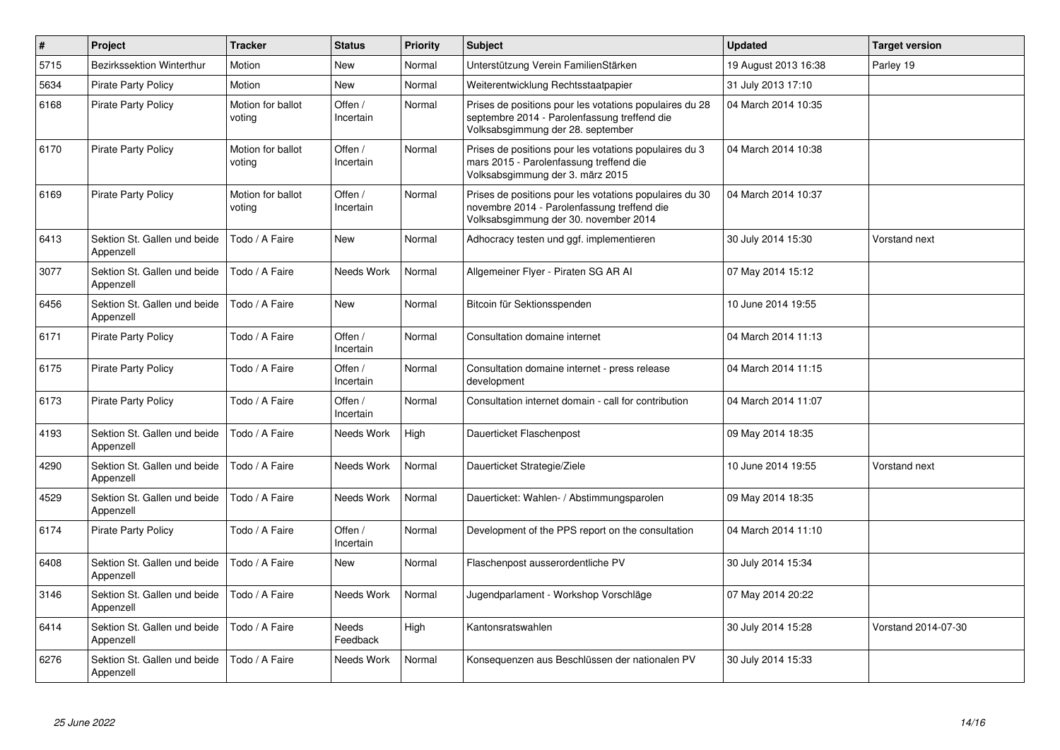| # | Project | Tracker | Status | Priority | Subject | Updated | Target version |
|---|---|---|---|---|---|---|---|
| 5715 | Bezirkssektion Winterthur | Motion | New | Normal | Unterstützung Verein FamilienStärken | 19 August 2013 16:38 | Parley 19 |
| 5634 | Pirate Party Policy | Motion | New | Normal | Weiterentwicklung Rechtsstaatpapier | 31 July 2013 17:10 | |
| 6168 | Pirate Party Policy | Motion for ballot voting | Offen / Incertain | Normal | Prises de positions pour les votations populaires du 28 septembre 2014 - Parolenfassung treffend die Volksabsgimmung der 28. september | 04 March 2014 10:35 | |
| 6170 | Pirate Party Policy | Motion for ballot voting | Offen / Incertain | Normal | Prises de positions pour les votations populaires du 3 mars 2015 - Parolenfassung treffend die Volksabsgimmung der 3. märz 2015 | 04 March 2014 10:38 | |
| 6169 | Pirate Party Policy | Motion for ballot voting | Offen / Incertain | Normal | Prises de positions pour les votations populaires du 30 novembre 2014 - Parolenfassung treffend die Volksabsgimmung der 30. november 2014 | 04 March 2014 10:37 | |
| 6413 | Sektion St. Gallen und beide Appenzell | Todo / A Faire | New | Normal | Adhocracy testen und ggf. implementieren | 30 July 2014 15:30 | Vorstand next |
| 3077 | Sektion St. Gallen und beide Appenzell | Todo / A Faire | Needs Work | Normal | Allgemeiner Flyer - Piraten SG AR AI | 07 May 2014 15:12 | |
| 6456 | Sektion St. Gallen und beide Appenzell | Todo / A Faire | New | Normal | Bitcoin für Sektionsspenden | 10 June 2014 19:55 | |
| 6171 | Pirate Party Policy | Todo / A Faire | Offen / Incertain | Normal | Consultation domaine internet | 04 March 2014 11:13 | |
| 6175 | Pirate Party Policy | Todo / A Faire | Offen / Incertain | Normal | Consultation domaine internet - press release development | 04 March 2014 11:15 | |
| 6173 | Pirate Party Policy | Todo / A Faire | Offen / Incertain | Normal | Consultation internet domain - call for contribution | 04 March 2014 11:07 | |
| 4193 | Sektion St. Gallen und beide Appenzell | Todo / A Faire | Needs Work | High | Dauerticket Flaschenpost | 09 May 2014 18:35 | |
| 4290 | Sektion St. Gallen und beide Appenzell | Todo / A Faire | Needs Work | Normal | Dauerticket Strategie/Ziele | 10 June 2014 19:55 | Vorstand next |
| 4529 | Sektion St. Gallen und beide Appenzell | Todo / A Faire | Needs Work | Normal | Dauerticket: Wahlen- / Abstimmungsparolen | 09 May 2014 18:35 | |
| 6174 | Pirate Party Policy | Todo / A Faire | Offen / Incertain | Normal | Development of the PPS report on the consultation | 04 March 2014 11:10 | |
| 6408 | Sektion St. Gallen und beide Appenzell | Todo / A Faire | New | Normal | Flaschenpost ausserordentliche PV | 30 July 2014 15:34 | |
| 3146 | Sektion St. Gallen und beide Appenzell | Todo / A Faire | Needs Work | Normal | Jugendparlament - Workshop Vorschläge | 07 May 2014 20:22 | |
| 6414 | Sektion St. Gallen und beide Appenzell | Todo / A Faire | Needs Feedback | High | Kantonsratswahlen | 30 July 2014 15:28 | Vorstand 2014-07-30 |
| 6276 | Sektion St. Gallen und beide Appenzell | Todo / A Faire | Needs Work | Normal | Konsequenzen aus Beschlüssen der nationalen PV | 30 July 2014 15:33 | |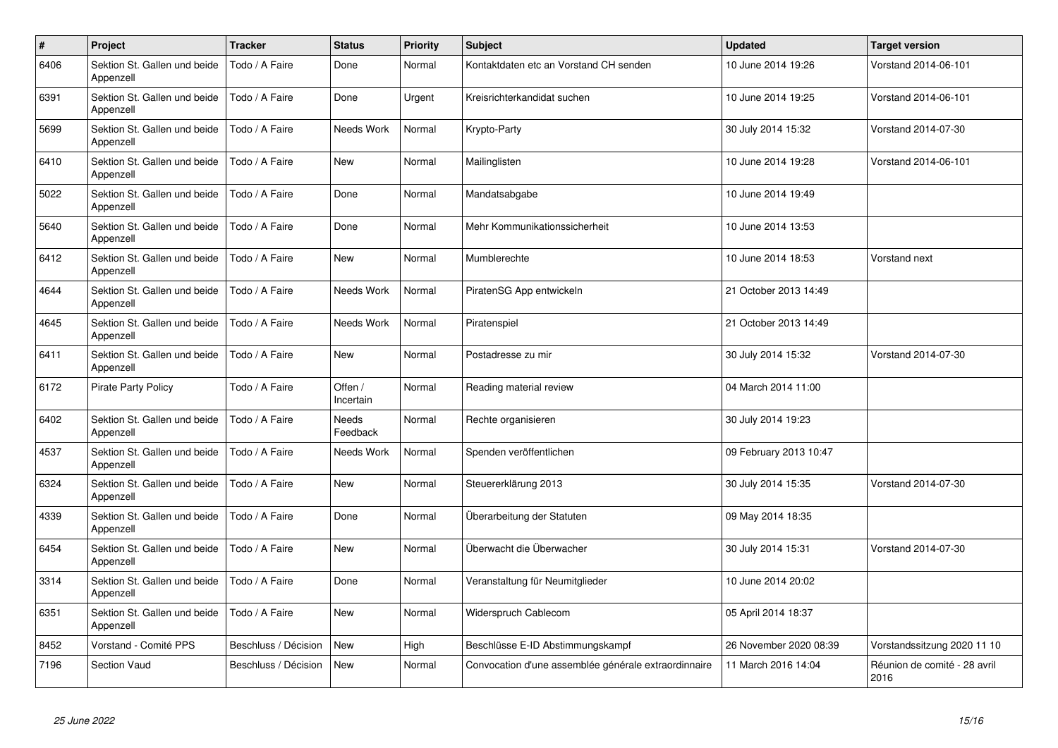| # | Project | Tracker | Status | Priority | Subject | Updated | Target version |
|---|---|---|---|---|---|---|---|
| 6406 | Sektion St. Gallen und beide Appenzell | Todo / A Faire | Done | Normal | Kontaktdaten etc an Vorstand CH senden | 10 June 2014 19:26 | Vorstand 2014-06-101 |
| 6391 | Sektion St. Gallen und beide Appenzell | Todo / A Faire | Done | Urgent | Kreisrichterkandidat suchen | 10 June 2014 19:25 | Vorstand 2014-06-101 |
| 5699 | Sektion St. Gallen und beide Appenzell | Todo / A Faire | Needs Work | Normal | Krypto-Party | 30 July 2014 15:32 | Vorstand 2014-07-30 |
| 6410 | Sektion St. Gallen und beide Appenzell | Todo / A Faire | New | Normal | Mailinglisten | 10 June 2014 19:28 | Vorstand 2014-06-101 |
| 5022 | Sektion St. Gallen und beide Appenzell | Todo / A Faire | Done | Normal | Mandatsabgabe | 10 June 2014 19:49 | |
| 5640 | Sektion St. Gallen und beide Appenzell | Todo / A Faire | Done | Normal | Mehr Kommunikationssicherheit | 10 June 2014 13:53 | |
| 6412 | Sektion St. Gallen und beide Appenzell | Todo / A Faire | New | Normal | Mumblerechte | 10 June 2014 18:53 | Vorstand next |
| 4644 | Sektion St. Gallen und beide Appenzell | Todo / A Faire | Needs Work | Normal | PiratenSG App entwickeln | 21 October 2013 14:49 | |
| 4645 | Sektion St. Gallen und beide Appenzell | Todo / A Faire | Needs Work | Normal | Piratenspiel | 21 October 2013 14:49 | |
| 6411 | Sektion St. Gallen und beide Appenzell | Todo / A Faire | New | Normal | Postadresse zu mir | 30 July 2014 15:32 | Vorstand 2014-07-30 |
| 6172 | Pirate Party Policy | Todo / A Faire | Offen / Incertain | Normal | Reading material review | 04 March 2014 11:00 | |
| 6402 | Sektion St. Gallen und beide Appenzell | Todo / A Faire | Needs Feedback | Normal | Rechte organisieren | 30 July 2014 19:23 | |
| 4537 | Sektion St. Gallen und beide Appenzell | Todo / A Faire | Needs Work | Normal | Spenden veröffentlichen | 09 February 2013 10:47 | |
| 6324 | Sektion St. Gallen und beide Appenzell | Todo / A Faire | New | Normal | Steuererklärung 2013 | 30 July 2014 15:35 | Vorstand 2014-07-30 |
| 4339 | Sektion St. Gallen und beide Appenzell | Todo / A Faire | Done | Normal | Überarbeitung der Statuten | 09 May 2014 18:35 | |
| 6454 | Sektion St. Gallen und beide Appenzell | Todo / A Faire | New | Normal | Überwacht die Überwacher | 30 July 2014 15:31 | Vorstand 2014-07-30 |
| 3314 | Sektion St. Gallen und beide Appenzell | Todo / A Faire | Done | Normal | Veranstaltung für Neumitglieder | 10 June 2014 20:02 | |
| 6351 | Sektion St. Gallen und beide Appenzell | Todo / A Faire | New | Normal | Widerspruch Cablecom | 05 April 2014 18:37 | |
| 8452 | Vorstand - Comité PPS | Beschluss / Décision | New | High | Beschlüsse E-ID Abstimmungskampf | 26 November 2020 08:39 | Vorstandssitzung 2020 11 10 |
| 7196 | Section Vaud | Beschluss / Décision | New | Normal | Convocation d'une assemblée générale extraordinnaire | 11 March 2016 14:04 | Réunion de comité - 28 avril 2016 |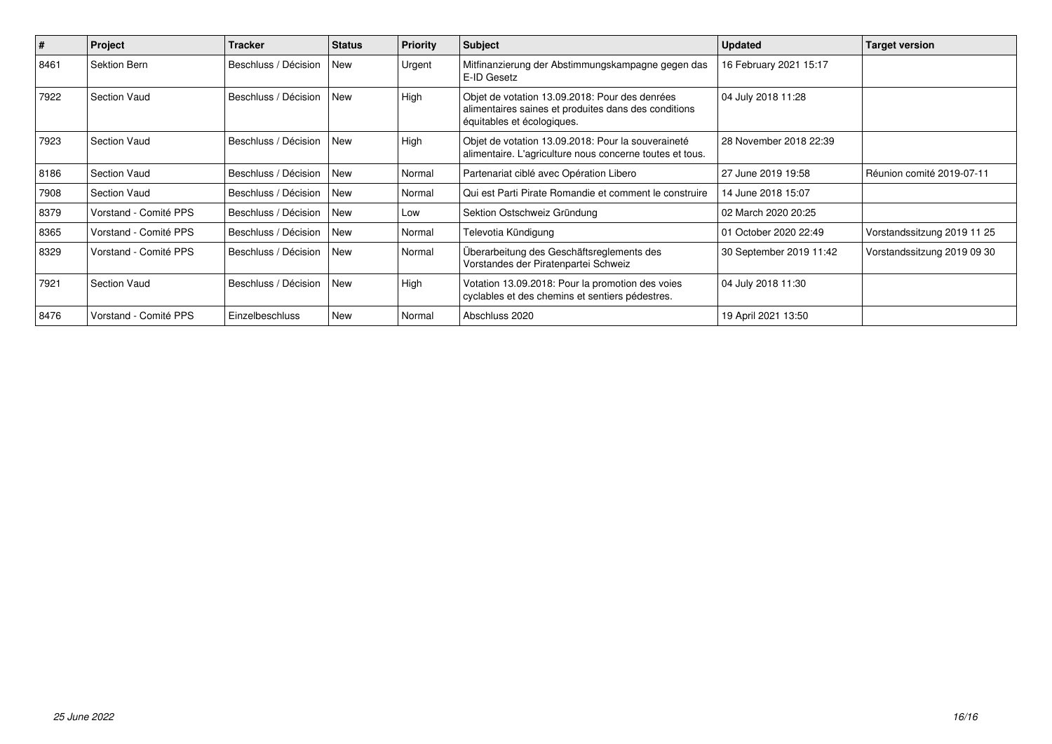| # | Project | Tracker | Status | Priority | Subject | Updated | Target version |
|---|---|---|---|---|---|---|---|
| 8461 | Sektion Bern | Beschluss / Décision | New | Urgent | Mitfinanzierung der Abstimmungskampagne gegen das E-ID Gesetz | 16 February 2021 15:17 | |
| 7922 | Section Vaud | Beschluss / Décision | New | High | Objet de votation 13.09.2018: Pour des denrées alimentaires saines et produites dans des conditions équitables et écologiques. | 04 July 2018 11:28 | |
| 7923 | Section Vaud | Beschluss / Décision | New | High | Objet de votation 13.09.2018: Pour la souveraineté alimentaire. L'agriculture nous concerne toutes et tous. | 28 November 2018 22:39 | |
| 8186 | Section Vaud | Beschluss / Décision | New | Normal | Partenariat ciblé avec Opération Libero | 27 June 2019 19:58 | Réunion comité 2019-07-11 |
| 7908 | Section Vaud | Beschluss / Décision | New | Normal | Qui est Parti Pirate Romandie et comment le construire | 14 June 2018 15:07 | |
| 8379 | Vorstand - Comité PPS | Beschluss / Décision | New | Low | Sektion Ostschweiz Gründung | 02 March 2020 20:25 | |
| 8365 | Vorstand - Comité PPS | Beschluss / Décision | New | Normal | Televotia Kündigung | 01 October 2020 22:49 | Vorstandssitzung 2019 11 25 |
| 8329 | Vorstand - Comité PPS | Beschluss / Décision | New | Normal | Überarbeitung des Geschäftsreglements des Vorstandes der Piratenpartei Schweiz | 30 September 2019 11:42 | Vorstandssitzung 2019 09 30 |
| 7921 | Section Vaud | Beschluss / Décision | New | High | Votation 13.09.2018: Pour la promotion des voies cyclables et des chemins et sentiers pédestres. | 04 July 2018 11:30 | |
| 8476 | Vorstand - Comité PPS | Einzelbeschluss | New | Normal | Abschluss 2020 | 19 April 2021 13:50 | |